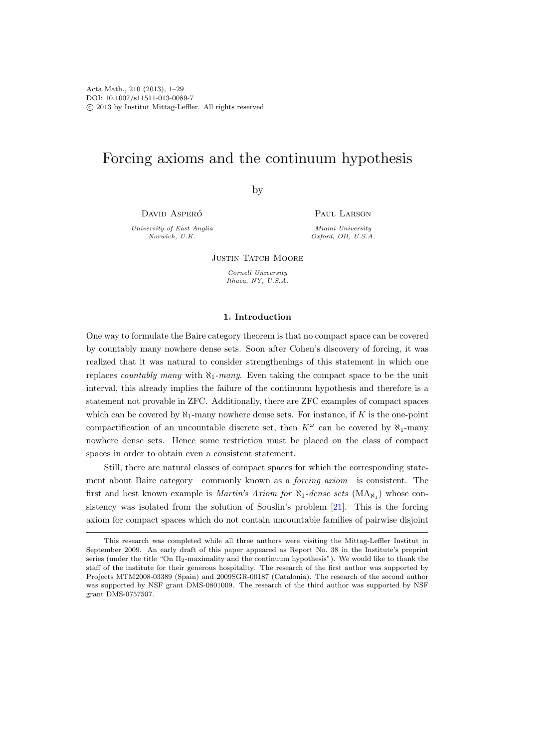# Forcing axioms and the continuum hypothesis

by

David Asperó

*University of East Anglia*
*Norwich, U.K.*

Paul Larson

*Miami University*
*Oxford, OH, U.S.A.*

Justin Tatch Moore

*Cornell University*
*Ithaca, NY, U.S.A.*

## 1. Introduction

One way to formulate the Baire category theorem is that no compact space can be covered by countably many nowhere dense sets. Soon after Cohen's discovery of forcing, it was realized that it was natural to consider strengthenings of this statement in which one replaces *countably many* with $\aleph_1$-*many*. Even taking the compact space to be the unit interval, this already implies the failure of the continuum hypothesis and therefore is a statement not provable in ZFC. Additionally, there are ZFC examples of compact spaces which can be covered by $\aleph_1$-many nowhere dense sets. For instance, if $K$ is the one-point compactification of an uncountable discrete set, then $K^\omega$ can be covered by $\aleph_1$-many nowhere dense sets. Hence some restriction must be placed on the class of compact spaces in order to obtain even a consistent statement.

Still, there are natural classes of compact spaces for which the corresponding statement about Baire category—commonly known as a *forcing axiom*—is consistent. The first and best known example is *Martin's Axiom for $\aleph_1$-dense sets* ($\mathrm{MA}_{\aleph_1}$) whose consistency was isolated from the solution of Souslin's problem [21]. This is the forcing axiom for compact spaces which do not contain uncountable families of pairwise disjoint

---

This research was completed while all three authors were visiting the Mittag-Leffler Institut in September 2009. An early draft of this paper appeared as Report No. 38 in the Institute's preprint series (under the title "On $\Pi_2$-maximality and the continuum hypothesis"). We would like to thank the staff of the institute for their generous hospitality. The research of the first author was supported by Projects MTM2008-03389 (Spain) and 2009SGR-00187 (Catalonia). The research of the second author was supported by NSF grant DMS-0801009. The research of the third author was supported by NSF grant DMS-0757507.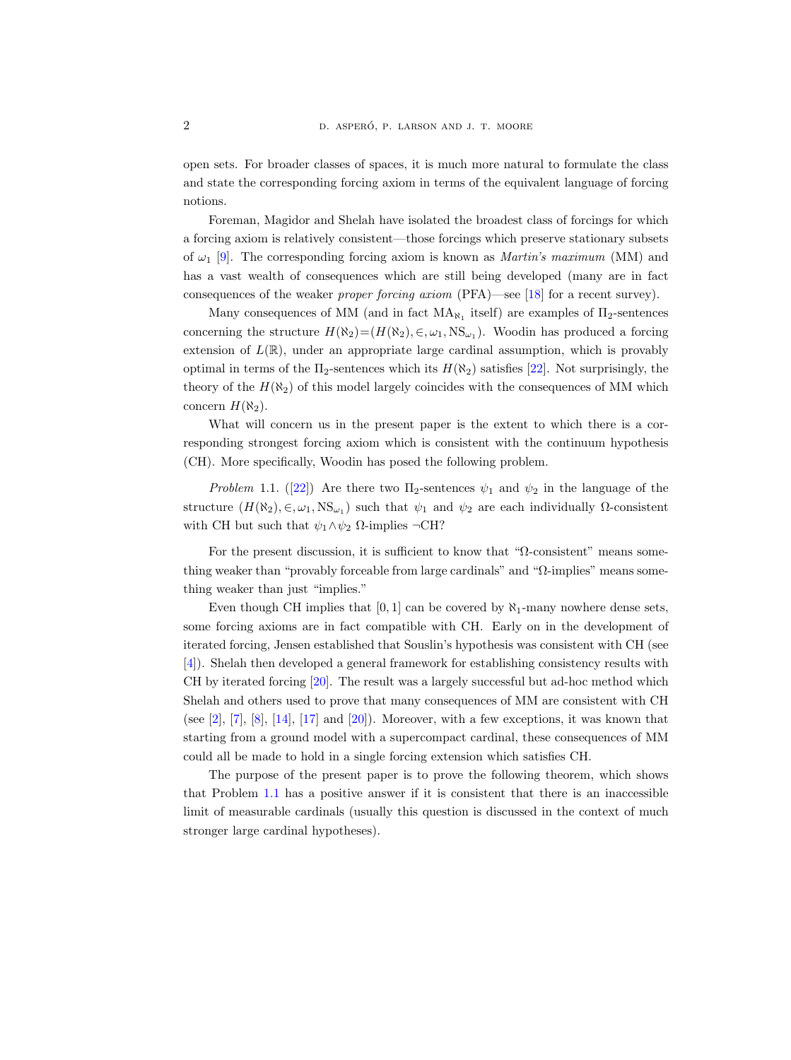open sets. For broader classes of spaces, it is much more natural to formulate the class and state the corresponding forcing axiom in terms of the equivalent language of forcing notions.

Foreman, Magidor and Shelah have isolated the broadest class of forcings for which a forcing axiom is relatively consistent—those forcings which preserve stationary subsets of $\omega_1$ [9]. The corresponding forcing axiom is known as *Martin's maximum* (MM) and has a vast wealth of consequences which are still being developed (many are in fact consequences of the weaker *proper forcing axiom* (PFA)—see [18] for a recent survey).

Many consequences of MM (and in fact $\mathrm{MA}_{\aleph_1}$ itself) are examples of $\Pi_2$-sentences concerning the structure $H(\aleph_2)=(H(\aleph_2),\in,\omega_1,\mathrm{NS}_{\omega_1})$. Woodin has produced a forcing extension of $L(\mathbb{R})$, under an appropriate large cardinal assumption, which is provably optimal in terms of the $\Pi_2$-sentences which its $H(\aleph_2)$ satisfies [22]. Not surprisingly, the theory of the $H(\aleph_2)$ of this model largely coincides with the consequences of MM which concern $H(\aleph_2)$.

What will concern us in the present paper is the extent to which there is a corresponding strongest forcing axiom which is consistent with the continuum hypothesis (CH). More specifically, Woodin has posed the following problem.

*Problem* 1.1. ([22]) Are there two $\Pi_2$-sentences $\psi_1$ and $\psi_2$ in the language of the structure $(H(\aleph_2),\in,\omega_1,\mathrm{NS}_{\omega_1})$ such that $\psi_1$ and $\psi_2$ are each individually $\Omega$-consistent with CH but such that $\psi_1 \wedge \psi_2$ $\Omega$-implies $\neg$CH?

For the present discussion, it is sufficient to know that "$\Omega$-consistent" means something weaker than "provably forceable from large cardinals" and "$\Omega$-implies" means something weaker than just "implies."

Even though CH implies that $[0,1]$ can be covered by $\aleph_1$-many nowhere dense sets, some forcing axioms are in fact compatible with CH. Early on in the development of iterated forcing, Jensen established that Souslin's hypothesis was consistent with CH (see [4]). Shelah then developed a general framework for establishing consistency results with CH by iterated forcing [20]. The result was a largely successful but ad-hoc method which Shelah and others used to prove that many consequences of MM are consistent with CH (see [2], [7], [8], [14], [17] and [20]). Moreover, with a few exceptions, it was known that starting from a ground model with a supercompact cardinal, these consequences of MM could all be made to hold in a single forcing extension which satisfies CH.

The purpose of the present paper is to prove the following theorem, which shows that Problem 1.1 has a positive answer if it is consistent that there is an inaccessible limit of measurable cardinals (usually this question is discussed in the context of much stronger large cardinal hypotheses).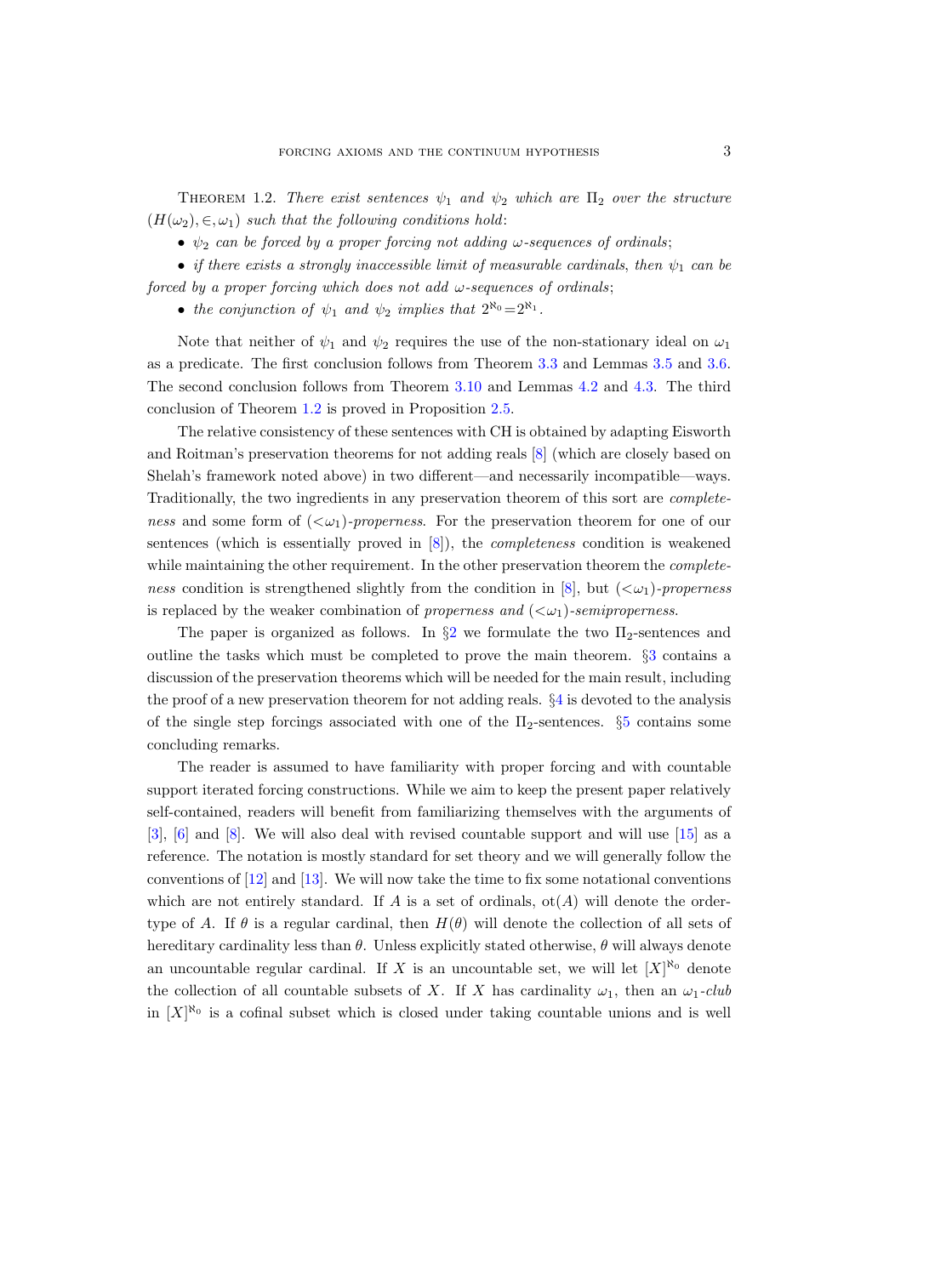**Theorem 1.2.** *There exist sentences $\psi_1$ and $\psi_2$ which are $\Pi_2$ over the structure $(H(\omega_2), \in, \omega_1)$ such that the following conditions hold:*

- *$\psi_2$ can be forced by a proper forcing not adding $\omega$-sequences of ordinals;*
- *if there exists a strongly inaccessible limit of measurable cardinals, then $\psi_1$ can be forced by a proper forcing which does not add $\omega$-sequences of ordinals;*
- *the conjunction of $\psi_1$ and $\psi_2$ implies that $2^{\aleph_0} = 2^{\aleph_1}$.*

Note that neither of $\psi_1$ and $\psi_2$ requires the use of the non-stationary ideal on $\omega_1$ as a predicate. The first conclusion follows from Theorem 3.3 and Lemmas 3.5 and 3.6. The second conclusion follows from Theorem 3.10 and Lemmas 4.2 and 4.3. The third conclusion of Theorem 1.2 is proved in Proposition 2.5.

The relative consistency of these sentences with CH is obtained by adapting Eisworth and Roitman's preservation theorems for not adding reals [8] (which are closely based on Shelah's framework noted above) in two different—and necessarily incompatible—ways. Traditionally, the two ingredients in any preservation theorem of this sort are *completeness* and some form of $(<\omega_1)$-*properness*. For the preservation theorem for one of our sentences (which is essentially proved in [8]), the *completeness* condition is weakened while maintaining the other requirement. In the other preservation theorem the *completeness* condition is strengthened slightly from the condition in [8], but $(<\omega_1)$-*properness* is replaced by the weaker combination of *properness and* $(<\omega_1)$-*semiproperness*.

The paper is organized as follows. In §2 we formulate the two $\Pi_2$-sentences and outline the tasks which must be completed to prove the main theorem. §3 contains a discussion of the preservation theorems which will be needed for the main result, including the proof of a new preservation theorem for not adding reals. §4 is devoted to the analysis of the single step forcings associated with one of the $\Pi_2$-sentences. §5 contains some concluding remarks.

The reader is assumed to have familiarity with proper forcing and with countable support iterated forcing constructions. While we aim to keep the present paper relatively self-contained, readers will benefit from familiarizing themselves with the arguments of [3], [6] and [8]. We will also deal with revised countable support and will use [15] as a reference. The notation is mostly standard for set theory and we will generally follow the conventions of [12] and [13]. We will now take the time to fix some notational conventions which are not entirely standard. If $A$ is a set of ordinals, $\mathrm{ot}(A)$ will denote the order-type of $A$. If $\theta$ is a regular cardinal, then $H(\theta)$ will denote the collection of all sets of hereditary cardinality less than $\theta$. Unless explicitly stated otherwise, $\theta$ will always denote an uncountable regular cardinal. If $X$ is an uncountable set, we will let $[X]^{\aleph_0}$ denote the collection of all countable subsets of $X$. If $X$ has cardinality $\omega_1$, then an $\omega_1$-*club* in $[X]^{\aleph_0}$ is a cofinal subset which is closed under taking countable unions and is well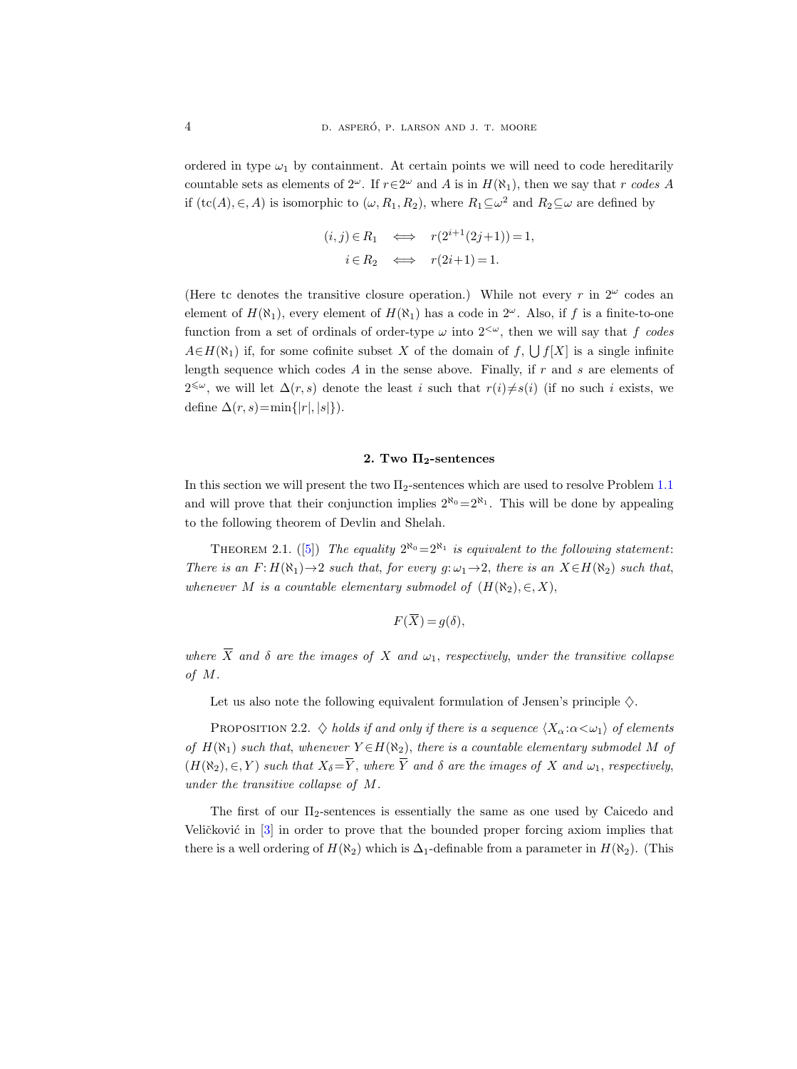ordered in type $\omega_1$ by containment. At certain points we will need to code hereditarily countable sets as elements of $2^\omega$. If $r \in 2^\omega$ and $A$ is in $H(\aleph_1)$, then we say that $r$ *codes* $A$ if $(\mathrm{tc}(A), \in, A)$ is isomorphic to $(\omega, R_1, R_2)$, where $R_1 \subseteq \omega^2$ and $R_2 \subseteq \omega$ are defined by

$$(i,j) \in R_1 \iff r(2^{i+1}(2j+1)) = 1,$$
$$i \in R_2 \iff r(2i+1) = 1.$$

(Here tc denotes the transitive closure operation.) While not every $r$ in $2^\omega$ codes an element of $H(\aleph_1)$, every element of $H(\aleph_1)$ has a code in $2^\omega$. Also, if $f$ is a finite-to-one function from a set of ordinals of order-type $\omega$ into $2^{<\omega}$, then we will say that $f$ *codes* $A \in H(\aleph_1)$ if, for some cofinite subset $X$ of the domain of $f$, $\bigcup f[X]$ is a single infinite length sequence which codes $A$ in the sense above. Finally, if $r$ and $s$ are elements of $2^{\leqslant\omega}$, we will let $\Delta(r,s)$ denote the least $i$ such that $r(i) \neq s(i)$ (if no such $i$ exists, we define $\Delta(r,s) = \min\{|r|, |s|\}$).

## 2. Two $\Pi_2$-sentences

In this section we will present the two $\Pi_2$-sentences which are used to resolve Problem 1.1 and will prove that their conjunction implies $2^{\aleph_0} = 2^{\aleph_1}$. This will be done by appealing to the following theorem of Devlin and Shelah.

Theorem 2.1. ([5]) *The equality $2^{\aleph_0} = 2^{\aleph_1}$ is equivalent to the following statement: There is an $F : H(\aleph_1) \to 2$ such that, for every $g : \omega_1 \to 2$, there is an $X \in H(\aleph_2)$ such that, whenever $M$ is a countable elementary submodel of $(H(\aleph_2), \in, X)$,*

$$F(\overline{X}) = g(\delta),$$

*where $\overline{X}$ and $\delta$ are the images of $X$ and $\omega_1$, respectively, under the transitive collapse of $M$.*

Let us also note the following equivalent formulation of Jensen's principle $\diamondsuit$.

Proposition 2.2. *$\diamondsuit$ holds if and only if there is a sequence $\langle X_\alpha : \alpha < \omega_1 \rangle$ of elements of $H(\aleph_1)$ such that, whenever $Y \in H(\aleph_2)$, there is a countable elementary submodel $M$ of $(H(\aleph_2), \in, Y)$ such that $X_\delta = \overline{Y}$, where $\overline{Y}$ and $\delta$ are the images of $X$ and $\omega_1$, respectively, under the transitive collapse of $M$.*

The first of our $\Pi_2$-sentences is essentially the same as one used by Caicedo and Veličković in [3] in order to prove that the bounded proper forcing axiom implies that there is a well ordering of $H(\aleph_2)$ which is $\Delta_1$-definable from a parameter in $H(\aleph_2)$. (This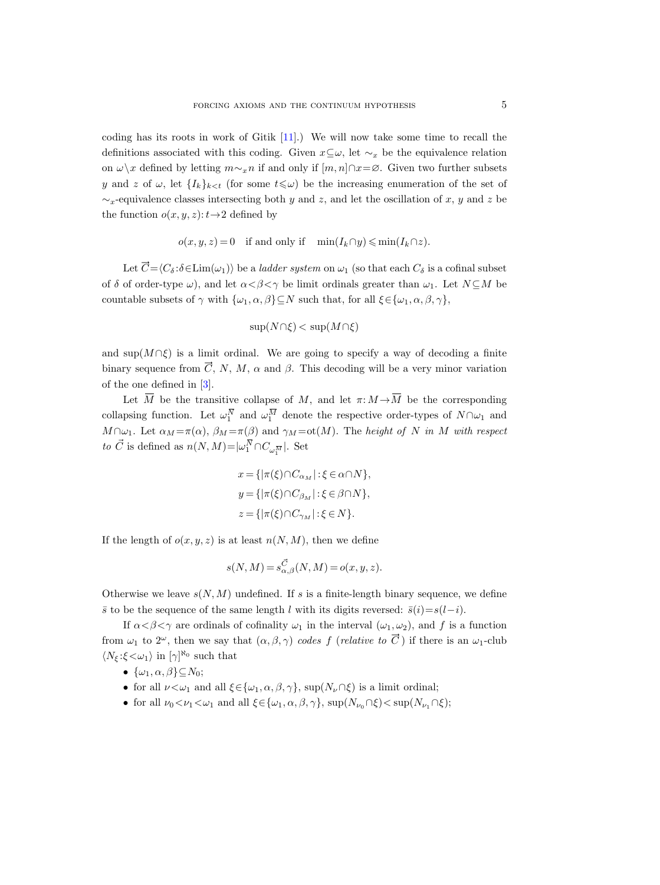coding has its roots in work of Gitik [11].) We will now take some time to recall the definitions associated with this coding. Given $x \subseteq \omega$, let $\sim_x$ be the equivalence relation on $\omega \setminus x$ defined by letting $m \sim_x n$ if and only if $[m, n] \cap x = \varnothing$. Given two further subsets $y$ and $z$ of $\omega$, let $\{I_k\}_{k<t}$ (for some $t \leqslant \omega$) be the increasing enumeration of the set of $\sim_x$-equivalence classes intersecting both $y$ and $z$, and let the oscillation of $x$, $y$ and $z$ be the function $o(x, y, z): t \to 2$ defined by

$$o(x, y, z) = 0 \quad \text{if and only if} \quad \min(I_k \cap y) \leqslant \min(I_k \cap z).$$

Let $\vec{C} = \langle C_\delta : \delta \in \mathrm{Lim}(\omega_1) \rangle$ be a *ladder system* on $\omega_1$ (so that each $C_\delta$ is a cofinal subset of $\delta$ of order-type $\omega$), and let $\alpha < \beta < \gamma$ be limit ordinals greater than $\omega_1$. Let $N \subseteq M$ be countable subsets of $\gamma$ with $\{\omega_1, \alpha, \beta\} \subseteq N$ such that, for all $\xi \in \{\omega_1, \alpha, \beta, \gamma\}$,

$$\sup(N \cap \xi) < \sup(M \cap \xi)$$

and $\sup(M \cap \xi)$ is a limit ordinal. We are going to specify a way of decoding a finite binary sequence from $\vec{C}$, $N$, $M$, $\alpha$ and $\beta$. This decoding will be a very minor variation of the one defined in [3].

Let $\overline{M}$ be the transitive collapse of $M$, and let $\pi: M \to \overline{M}$ be the corresponding collapsing function. Let $\omega_1^{\overline{N}}$ and $\omega_1^{\overline{M}}$ denote the respective order-types of $N \cap \omega_1$ and $M \cap \omega_1$. Let $\alpha_M = \pi(\alpha)$, $\beta_M = \pi(\beta)$ and $\gamma_M = \mathrm{ot}(M)$. The *height of $N$ in $M$ with respect to $\vec{C}$* is defined as $n(N, M) = |\omega_1^{\overline{N}} \cap C_{\omega_1^{\overline{M}}}|$. Set

$$x = \{|\pi(\xi) \cap C_{\alpha_M}| : \xi \in \alpha \cap N\},$$
$$y = \{|\pi(\xi) \cap C_{\beta_M}| : \xi \in \beta \cap N\},$$
$$z = \{|\pi(\xi) \cap C_{\gamma_M}| : \xi \in N\}.$$

If the length of $o(x, y, z)$ is at least $n(N, M)$, then we define

$$s(N, M) = s^{\vec{C}}_{\alpha,\beta}(N, M) = o(x, y, z).$$

Otherwise we leave $s(N, M)$ undefined. If $s$ is a finite-length binary sequence, we define $\bar{s}$ to be the sequence of the same length $l$ with its digits reversed: $\bar{s}(i) = s(l-i)$.

If $\alpha < \beta < \gamma$ are ordinals of cofinality $\omega_1$ in the interval $(\omega_1, \omega_2)$, and $f$ is a function from $\omega_1$ to $2^\omega$, then we say that $(\alpha, \beta, \gamma)$ *codes* $f$ (*relative to* $\vec{C}$) if there is an $\omega_1$-club $\langle N_\xi : \xi < \omega_1 \rangle$ in $[\gamma]^{\aleph_0}$ such that

- $\{\omega_1, \alpha, \beta\} \subseteq N_0$;
- for all $\nu < \omega_1$ and all $\xi \in \{\omega_1, \alpha, \beta, \gamma\}$, $\sup(N_\nu \cap \xi)$ is a limit ordinal;
- for all $\nu_0 < \nu_1 < \omega_1$ and all $\xi \in \{\omega_1, \alpha, \beta, \gamma\}$, $\sup(N_{\nu_0} \cap \xi) < \sup(N_{\nu_1} \cap \xi)$;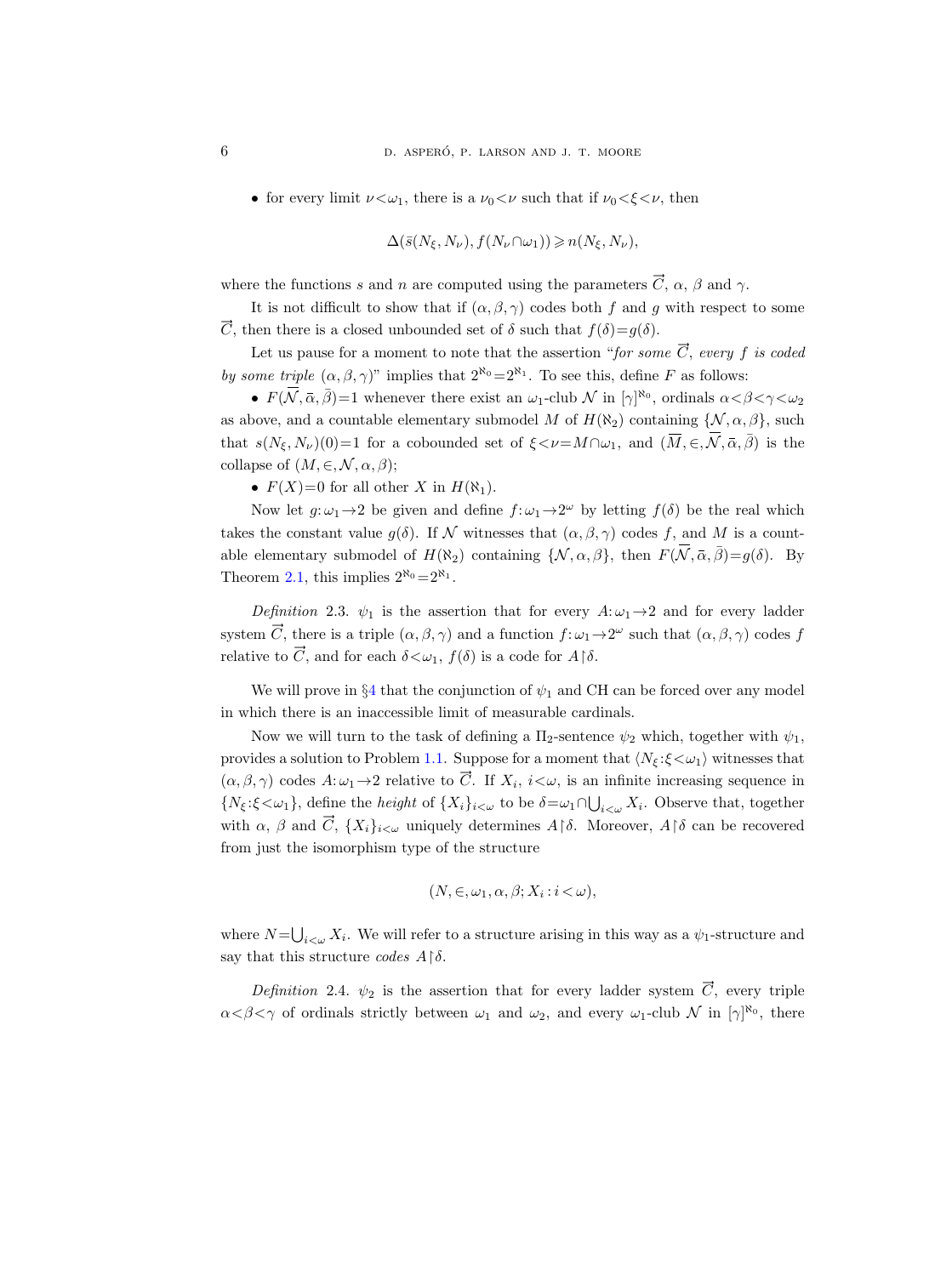- for every limit $\nu<\omega_1$, there is a $\nu_0<\nu$ such that if $\nu_0<\xi<\nu$, then

$$\Delta(\bar{s}(N_\xi, N_\nu), f(N_\nu\cap\omega_1)) \geqslant n(N_\xi, N_\nu),$$

where the functions $s$ and $n$ are computed using the parameters $\vec{C}$, $\alpha$, $\beta$ and $\gamma$.

It is not difficult to show that if $(\alpha,\beta,\gamma)$ codes both $f$ and $g$ with respect to some $\vec{C}$, then there is a closed unbounded set of $\delta$ such that $f(\delta)=g(\delta)$.

Let us pause for a moment to note that the assertion "*for some* $\vec{C}$, *every* $f$ *is coded by some triple* $(\alpha,\beta,\gamma)$" implies that $2^{\aleph_0}=2^{\aleph_1}$. To see this, define $F$ as follows:

- $F(\overline{\mathcal{N}},\bar{\alpha},\bar{\beta})=1$ whenever there exist an $\omega_1$-club $\mathcal{N}$ in $[\gamma]^{\aleph_0}$, ordinals $\alpha<\beta<\gamma<\omega_2$ as above, and a countable elementary submodel $M$ of $H(\aleph_2)$ containing $\{\mathcal{N},\alpha,\beta\}$, such that $s(N_\xi,N_\nu)(0)=1$ for a cobounded set of $\xi<\nu=M\cap\omega_1$, and $(\overline{M},\in,\overline{\mathcal{N}},\bar{\alpha},\bar{\beta})$ is the collapse of $(M,\in,\mathcal{N},\alpha,\beta)$;
- $F(X)=0$ for all other $X$ in $H(\aleph_1)$.

Now let $g:\omega_1\to 2$ be given and define $f:\omega_1\to 2^\omega$ by letting $f(\delta)$ be the real which takes the constant value $g(\delta)$. If $\mathcal{N}$ witnesses that $(\alpha,\beta,\gamma)$ codes $f$, and $M$ is a countable elementary submodel of $H(\aleph_2)$ containing $\{\mathcal{N},\alpha,\beta\}$, then $F(\overline{\mathcal{N}},\bar{\alpha},\bar{\beta})=g(\delta)$. By Theorem 2.1, this implies $2^{\aleph_0}=2^{\aleph_1}$.

*Definition* 2.3. $\psi_1$ is the assertion that for every $A:\omega_1\to 2$ and for every ladder system $\vec{C}$, there is a triple $(\alpha,\beta,\gamma)$ and a function $f:\omega_1\to 2^\omega$ such that $(\alpha,\beta,\gamma)$ codes $f$ relative to $\vec{C}$, and for each $\delta<\omega_1$, $f(\delta)$ is a code for $A\restriction\delta$.

We will prove in §4 that the conjunction of $\psi_1$ and CH can be forced over any model in which there is an inaccessible limit of measurable cardinals.

Now we will turn to the task of defining a $\Pi_2$-sentence $\psi_2$ which, together with $\psi_1$, provides a solution to Problem 1.1. Suppose for a moment that $\langle N_\xi:\xi<\omega_1\rangle$ witnesses that $(\alpha,\beta,\gamma)$ codes $A:\omega_1\to 2$ relative to $\vec{C}$. If $X_i$, $i<\omega$, is an infinite increasing sequence in $\{N_\xi:\xi<\omega_1\}$, define the *height* of $\{X_i\}_{i<\omega}$ to be $\delta=\omega_1\cap\bigcup_{i<\omega}X_i$. Observe that, together with $\alpha$, $\beta$ and $\vec{C}$, $\{X_i\}_{i<\omega}$ uniquely determines $A\restriction\delta$. Moreover, $A\restriction\delta$ can be recovered from just the isomorphism type of the structure

$$(N,\in,\omega_1,\alpha,\beta;X_i:i<\omega),$$

where $N=\bigcup_{i<\omega}X_i$. We will refer to a structure arising in this way as a $\psi_1$-structure and say that this structure *codes* $A\restriction\delta$.

*Definition* 2.4. $\psi_2$ is the assertion that for every ladder system $\vec{C}$, every triple $\alpha<\beta<\gamma$ of ordinals strictly between $\omega_1$ and $\omega_2$, and every $\omega_1$-club $\mathcal{N}$ in $[\gamma]^{\aleph_0}$, there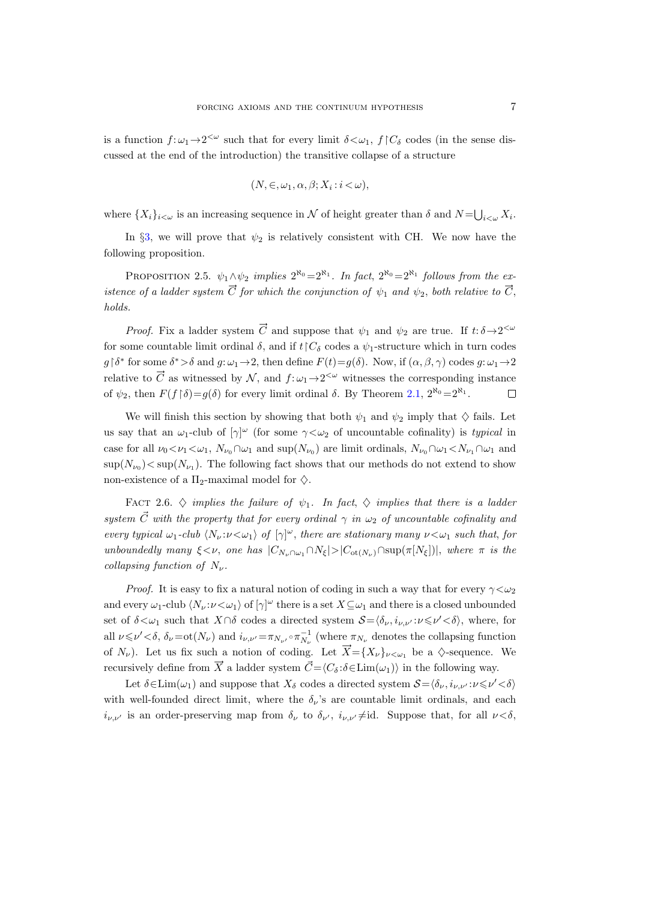is a function $f: \omega_1 \to 2^{<\omega}$ such that for every limit $\delta < \omega_1$, $f \restriction C_\delta$ codes (in the sense discussed at the end of the introduction) the transitive collapse of a structure

$$(N, \in, \omega_1, \alpha, \beta; X_i : i < \omega),$$

where $\{X_i\}_{i<\omega}$ is an increasing sequence in $\mathcal{N}$ of height greater than $\delta$ and $N = \bigcup_{i<\omega} X_i$.

In §3, we will prove that $\psi_2$ is relatively consistent with CH. We now have the following proposition.

Proposition 2.5. *$\psi_1 \wedge \psi_2$ implies $2^{\aleph_0} = 2^{\aleph_1}$. In fact, $2^{\aleph_0} = 2^{\aleph_1}$ follows from the existence of a ladder system $\vec{C}$ for which the conjunction of $\psi_1$ and $\psi_2$, both relative to $\vec{C}$, holds.*

*Proof.* Fix a ladder system $\vec{C}$ and suppose that $\psi_1$ and $\psi_2$ are true. If $t: \delta \to 2^{<\omega}$ for some countable limit ordinal $\delta$, and if $t \restriction C_\delta$ codes a $\psi_1$-structure which in turn codes $g \restriction \delta^*$ for some $\delta^* > \delta$ and $g: \omega_1 \to 2$, then define $F(t) = g(\delta)$. Now, if $(\alpha, \beta, \gamma)$ codes $g: \omega_1 \to 2$ relative to $\vec{C}$ as witnessed by $\mathcal{N}$, and $f: \omega_1 \to 2^{<\omega}$ witnesses the corresponding instance of $\psi_2$, then $F(f \restriction \delta) = g(\delta)$ for every limit ordinal $\delta$. By Theorem 2.1, $2^{\aleph_0} = 2^{\aleph_1}$. $\square$

We will finish this section by showing that both $\psi_1$ and $\psi_2$ imply that $\diamondsuit$ fails. Let us say that an $\omega_1$-club of $[\gamma]^\omega$ (for some $\gamma < \omega_2$ of uncountable cofinality) is *typical* in case for all $\nu_0 < \nu_1 < \omega_1$, $N_{\nu_0} \cap \omega_1$ and $\sup(N_{\nu_0})$ are limit ordinals, $N_{\nu_0} \cap \omega_1 < N_{\nu_1} \cap \omega_1$ and $\sup(N_{\nu_0}) < \sup(N_{\nu_1})$. The following fact shows that our methods do not extend to show non-existence of a $\Pi_2$-maximal model for $\diamondsuit$.

Fact 2.6. *$\diamondsuit$ implies the failure of $\psi_1$. In fact, $\diamondsuit$ implies that there is a ladder system $\vec{C}$ with the property that for every ordinal $\gamma$ in $\omega_2$ of uncountable cofinality and every typical $\omega_1$-club $\langle N_\nu : \nu < \omega_1 \rangle$ of $[\gamma]^\omega$, there are stationary many $\nu < \omega_1$ such that, for unboundedly many $\xi < \nu$, one has $|C_{N_\nu \cap \omega_1} \cap N_\xi| > |C_{\mathrm{ot}(N_\nu)} \cap \sup(\pi[N_\xi])|$, where $\pi$ is the collapsing function of $N_\nu$.*

*Proof.* It is easy to fix a natural notion of coding in such a way that for every $\gamma < \omega_2$ and every $\omega_1$-club $\langle N_\nu : \nu < \omega_1 \rangle$ of $[\gamma]^\omega$ there is a set $X \subseteq \omega_1$ and there is a closed unbounded set of $\delta < \omega_1$ such that $X \cap \delta$ codes a directed system $\mathcal{S} = \langle \delta_\nu, i_{\nu,\nu'} : \nu \leqslant \nu' < \delta \rangle$, where, for all $\nu \leqslant \nu' < \delta$, $\delta_\nu = \mathrm{ot}(N_\nu)$ and $i_{\nu,\nu'} = \pi_{N_{\nu'}} \circ \pi_{N_\nu}^{-1}$ (where $\pi_{N_\nu}$ denotes the collapsing function of $N_\nu$). Let us fix such a notion of coding. Let $\overrightarrow{X} = \{X_\nu\}_{\nu < \omega_1}$ be a $\diamondsuit$-sequence. We recursively define from $\overrightarrow{X}$ a ladder system $\vec{C} = \langle C_\delta : \delta \in \mathrm{Lim}(\omega_1) \rangle$ in the following way.

Let $\delta \in \mathrm{Lim}(\omega_1)$ and suppose that $X_\delta$ codes a directed system $\mathcal{S} = \langle \delta_\nu, i_{\nu,\nu'} : \nu \leqslant \nu' < \delta \rangle$ with well-founded direct limit, where the $\delta_\nu$'s are countable limit ordinals, and each $i_{\nu,\nu'}$ is an order-preserving map from $\delta_\nu$ to $\delta_{\nu'}$, $i_{\nu,\nu'} \neq \mathrm{id}$. Suppose that, for all $\nu < \delta$,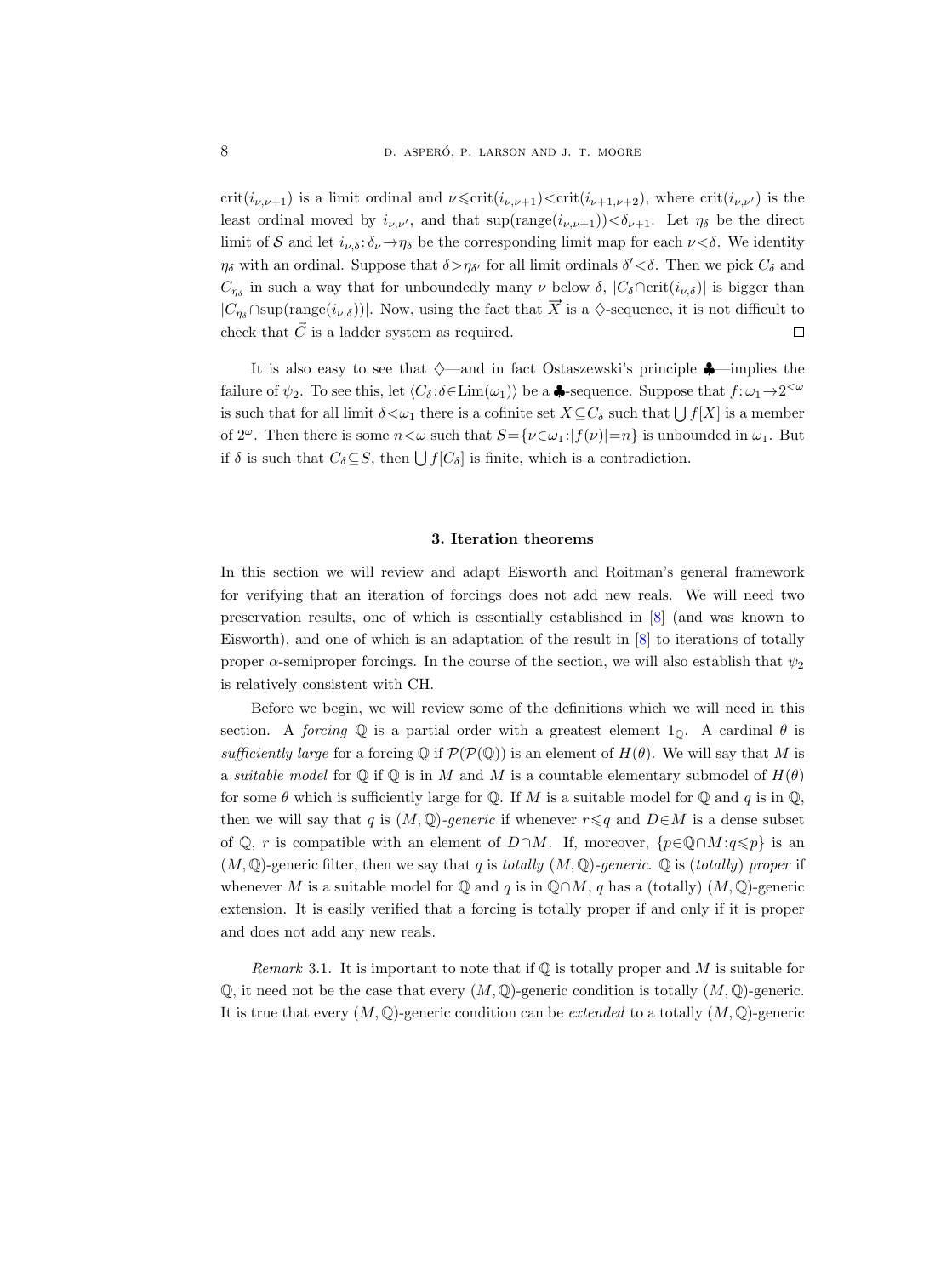$\mathrm{crit}(i_{\nu,\nu+1})$ is a limit ordinal and $\nu \leqslant \mathrm{crit}(i_{\nu,\nu+1}) < \mathrm{crit}(i_{\nu+1,\nu+2})$, where $\mathrm{crit}(i_{\nu,\nu'})$ is the least ordinal moved by $i_{\nu,\nu'}$, and that $\sup(\mathrm{range}(i_{\nu,\nu+1})) < \delta_{\nu+1}$. Let $\eta_\delta$ be the direct limit of $\mathcal{S}$ and let $i_{\nu,\delta}: \delta_\nu \to \eta_\delta$ be the corresponding limit map for each $\nu < \delta$. We identity $\eta_\delta$ with an ordinal. Suppose that $\delta > \eta_{\delta'}$ for all limit ordinals $\delta' < \delta$. Then we pick $C_\delta$ and $C_{\eta_\delta}$ in such a way that for unboundedly many $\nu$ below $\delta$, $|C_\delta \cap \mathrm{crit}(i_{\nu,\delta})|$ is bigger than $|C_{\eta_\delta} \cap \sup(\mathrm{range}(i_{\nu,\delta}))|$. Now, using the fact that $\vec{X}$ is a $\diamondsuit$-sequence, it is not difficult to check that $\vec{C}$ is a ladder system as required. $\square$

It is also easy to see that $\diamondsuit$—and in fact Ostaszewski's principle $\clubsuit$—implies the failure of $\psi_2$. To see this, let $\langle C_\delta : \delta \in \mathrm{Lim}(\omega_1)\rangle$ be a $\clubsuit$-sequence. Suppose that $f: \omega_1 \to 2^{<\omega}$ is such that for all limit $\delta < \omega_1$ there is a cofinite set $X \subseteq C_\delta$ such that $\bigcup f[X]$ is a member of $2^\omega$. Then there is some $n < \omega$ such that $S = \{\nu \in \omega_1 : |f(\nu)| = n\}$ is unbounded in $\omega_1$. But if $\delta$ is such that $C_\delta \subseteq S$, then $\bigcup f[C_\delta]$ is finite, which is a contradiction.

## 3. Iteration theorems

In this section we will review and adapt Eisworth and Roitman's general framework for verifying that an iteration of forcings does not add new reals. We will need two preservation results, one of which is essentially established in [8] (and was known to Eisworth), and one of which is an adaptation of the result in [8] to iterations of totally proper $\alpha$-semiproper forcings. In the course of the section, we will also establish that $\psi_2$ is relatively consistent with CH.

Before we begin, we will review some of the definitions which we will need in this section. A *forcing* $\mathbb{Q}$ is a partial order with a greatest element $1_{\mathbb{Q}}$. A cardinal $\theta$ is *sufficiently large* for a forcing $\mathbb{Q}$ if $\mathcal{P}(\mathcal{P}(\mathbb{Q}))$ is an element of $H(\theta)$. We will say that $M$ is a *suitable model* for $\mathbb{Q}$ if $\mathbb{Q}$ is in $M$ and $M$ is a countable elementary submodel of $H(\theta)$ for some $\theta$ which is sufficiently large for $\mathbb{Q}$. If $M$ is a suitable model for $\mathbb{Q}$ and $q$ is in $\mathbb{Q}$, then we will say that $q$ is *$(M,\mathbb{Q})$-generic* if whenever $r \leqslant q$ and $D \in M$ is a dense subset of $\mathbb{Q}$, $r$ is compatible with an element of $D \cap M$. If, moreover, $\{p \in \mathbb{Q} \cap M : q \leqslant p\}$ is an $(M,\mathbb{Q})$-generic filter, then we say that $q$ is *totally $(M,\mathbb{Q})$-generic*. $\mathbb{Q}$ is *(totally) proper* if whenever $M$ is a suitable model for $\mathbb{Q}$ and $q$ is in $\mathbb{Q} \cap M$, $q$ has a (totally) $(M,\mathbb{Q})$-generic extension. It is easily verified that a forcing is totally proper if and only if it is proper and does not add any new reals.

*Remark* 3.1. It is important to note that if $\mathbb{Q}$ is totally proper and $M$ is suitable for $\mathbb{Q}$, it need not be the case that every $(M,\mathbb{Q})$-generic condition is totally $(M,\mathbb{Q})$-generic. It is true that every $(M,\mathbb{Q})$-generic condition can be *extended* to a totally $(M,\mathbb{Q})$-generic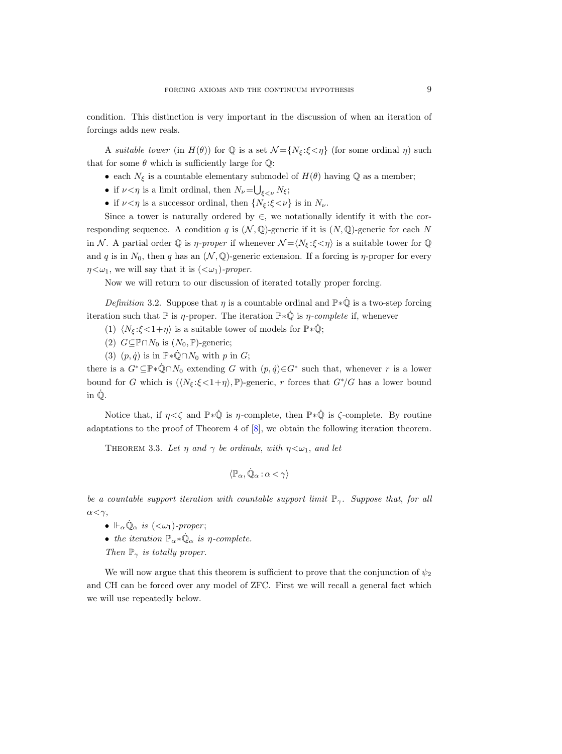condition. This distinction is very important in the discussion of when an iteration of forcings adds new reals.

A *suitable tower* (in $H(\theta)$) for $\mathbb{Q}$ is a set $\mathcal{N}=\{N_\xi : \xi<\eta\}$ (for some ordinal $\eta$) such that for some $\theta$ which is sufficiently large for $\mathbb{Q}$:

- each $N_\xi$ is a countable elementary submodel of $H(\theta)$ having $\mathbb{Q}$ as a member;
- if $\nu<\eta$ is a limit ordinal, then $N_\nu=\bigcup_{\xi<\nu} N_\xi$;
- if $\nu<\eta$ is a successor ordinal, then $\{N_\xi : \xi<\nu\}$ is in $N_\nu$.

Since a tower is naturally ordered by $\in$, we notationally identify it with the corresponding sequence. A condition $q$ is $(\mathcal{N},\mathbb{Q})$-generic if it is $(N,\mathbb{Q})$-generic for each $N$ in $\mathcal{N}$. A partial order $\mathbb{Q}$ is *$\eta$-proper* if whenever $\mathcal{N}=\langle N_\xi : \xi<\eta\rangle$ is a suitable tower for $\mathbb{Q}$ and $q$ is in $N_0$, then $q$ has an $(\mathcal{N},\mathbb{Q})$-generic extension. If a forcing is $\eta$-proper for every $\eta<\omega_1$, we will say that it is *$(<\omega_1)$-proper*.

Now we will return to our discussion of iterated totally proper forcing.

*Definition* 3.2. Suppose that $\eta$ is a countable ordinal and $\mathbb{P}*\dot{\mathbb{Q}}$ is a two-step forcing iteration such that $\mathbb{P}$ is $\eta$-proper. The iteration $\mathbb{P}*\dot{\mathbb{Q}}$ is *$\eta$-complete* if, whenever

(1) $\langle N_\xi : \xi<1+\eta\rangle$ is a suitable tower of models for $\mathbb{P}*\dot{\mathbb{Q}}$;

(2) $G\subseteq\mathbb{P}\cap N_0$ is $(N_0,\mathbb{P})$-generic;

(3) $(p,\dot{q})$ is in $\mathbb{P}*\dot{\mathbb{Q}}\cap N_0$ with $p$ in $G$;

there is a $G^*\subseteq\mathbb{P}*\dot{\mathbb{Q}}\cap N_0$ extending $G$ with $(p,\dot{q})\in G^*$ such that, whenever $r$ is a lower bound for $G$ which is $(\langle N_\xi : \xi<1+\eta\rangle,\mathbb{P})$-generic, $r$ forces that $G^*/G$ has a lower bound in $\dot{\mathbb{Q}}$.

Notice that, if $\eta<\zeta$ and $\mathbb{P}*\dot{\mathbb{Q}}$ is $\eta$-complete, then $\mathbb{P}*\dot{\mathbb{Q}}$ is $\zeta$-complete. By routine adaptations to the proof of Theorem 4 of [8], we obtain the following iteration theorem.

THEOREM 3.3. *Let $\eta$ and $\gamma$ be ordinals, with $\eta<\omega_1$, and let*

$$\langle \mathbb{P}_\alpha, \dot{\mathbb{Q}}_\alpha : \alpha<\gamma\rangle$$

*be a countable support iteration with countable support limit $\mathbb{P}_\gamma$. Suppose that, for all $\alpha<\gamma$,*

- $\Vdash_\alpha \dot{\mathbb{Q}}_\alpha$ *is $(<\omega_1)$-proper;*
- *the iteration $\mathbb{P}_\alpha*\dot{\mathbb{Q}}_\alpha$ is $\eta$-complete.*

*Then $\mathbb{P}_\gamma$ is totally proper.*

We will now argue that this theorem is sufficient to prove that the conjunction of $\psi_2$ and CH can be forced over any model of ZFC. First we will recall a general fact which we will use repeatedly below.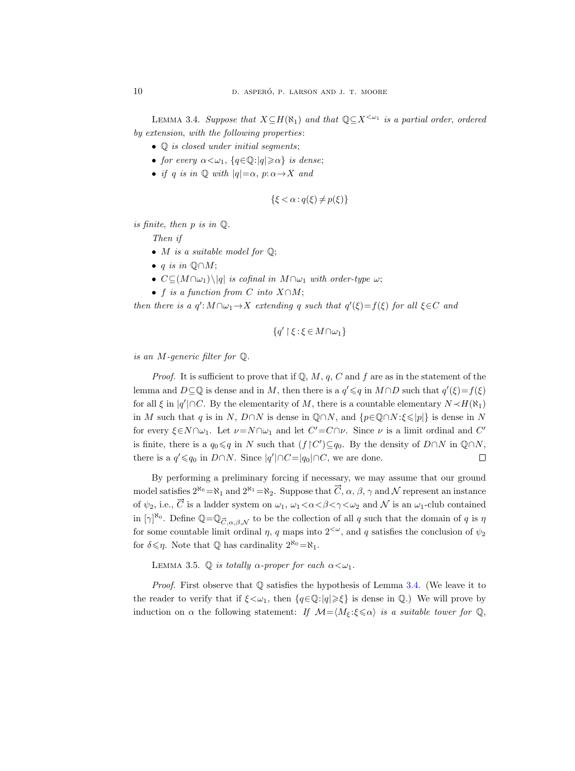Lemma 3.4. *Suppose that $X \subseteq H(\aleph_1)$ and that $\mathbb{Q} \subseteq X^{<\omega_1}$ is a partial order, ordered by extension, with the following properties*:

- *$\mathbb{Q}$ is closed under initial segments*;
- *for every $\alpha < \omega_1$, $\{q \in \mathbb{Q} : |q| \geqslant \alpha\}$ is dense*;
- *if $q$ is in $\mathbb{Q}$ with $|q| = \alpha$, $p : \alpha \to X$ and*

$$\{\xi < \alpha : q(\xi) \neq p(\xi)\}$$

*is finite, then $p$ is in $\mathbb{Q}$.*

*Then if*

- *$M$ is a suitable model for $\mathbb{Q}$*;
- *$q$ is in $\mathbb{Q} \cap M$*;
- *$C \subseteq (M \cap \omega_1) \setminus |q|$ is cofinal in $M \cap \omega_1$ with order-type $\omega$*;
- *$f$ is a function from $C$ into $X \cap M$*;

*then there is a $q' : M \cap \omega_1 \to X$ extending $q$ such that $q'(\xi) = f(\xi)$ for all $\xi \in C$ and*

$$\{q' \upharpoonright \xi : \xi \in M \cap \omega_1\}$$

*is an $M$-generic filter for $\mathbb{Q}$.*

*Proof.* It is sufficient to prove that if $\mathbb{Q}$, $M$, $q$, $C$ and $f$ are as in the statement of the lemma and $D \subseteq \mathbb{Q}$ is dense and in $M$, then there is a $q' \leqslant q$ in $M \cap D$ such that $q'(\xi) = f(\xi)$ for all $\xi$ in $|q'| \cap C$. By the elementarity of $M$, there is a countable elementary $N \prec H(\aleph_1)$ in $M$ such that $q$ is in $N$, $D \cap N$ is dense in $\mathbb{Q} \cap N$, and $\{p \in \mathbb{Q} \cap N : \xi \leqslant |p|\}$ is dense in $N$ for every $\xi \in N \cap \omega_1$. Let $\nu = N \cap \omega_1$ and let $C' = C \cap \nu$. Since $\nu$ is a limit ordinal and $C'$ is finite, there is a $q_0 \leqslant q$ in $N$ such that $(f \upharpoonright C') \subseteq q_0$. By the density of $D \cap N$ in $\mathbb{Q} \cap N$, there is a $q' \leqslant q_0$ in $D \cap N$. Since $|q'| \cap C = |q_0| \cap C$, we are done. $\square$

By performing a preliminary forcing if necessary, we may assume that our ground model satisfies $2^{\aleph_0} = \aleph_1$ and $2^{\aleph_1} = \aleph_2$. Suppose that $\vec{C}$, $\alpha$, $\beta$, $\gamma$ and $\mathcal{N}$ represent an instance of $\psi_2$, i.e., $\vec{C}$ is a ladder system on $\omega_1$, $\omega_1 < \alpha < \beta < \gamma < \omega_2$ and $\mathcal{N}$ is an $\omega_1$-club contained in $[\gamma]^{\aleph_0}$. Define $\mathbb{Q} = \mathbb{Q}_{\vec{C}, \alpha, \beta, \mathcal{N}}$ to be the collection of all $q$ such that the domain of $q$ is $\eta$ for some countable limit ordinal $\eta$, $q$ maps into $2^{<\omega}$, and $q$ satisfies the conclusion of $\psi_2$ for $\delta \leqslant \eta$. Note that $\mathbb{Q}$ has cardinality $2^{\aleph_0} = \aleph_1$.

Lemma 3.5. *$\mathbb{Q}$ is totally $\alpha$-proper for each $\alpha < \omega_1$.*

*Proof.* First observe that $\mathbb{Q}$ satisfies the hypothesis of Lemma 3.4. (We leave it to the reader to verify that if $\xi < \omega_1$, then $\{q \in \mathbb{Q} : |q| \geqslant \xi\}$ is dense in $\mathbb{Q}$.) We will prove by induction on $\alpha$ the following statement: *If $\mathcal{M} = \langle M_\xi : \xi \leqslant \alpha \rangle$ is a suitable tower for $\mathbb{Q}$,*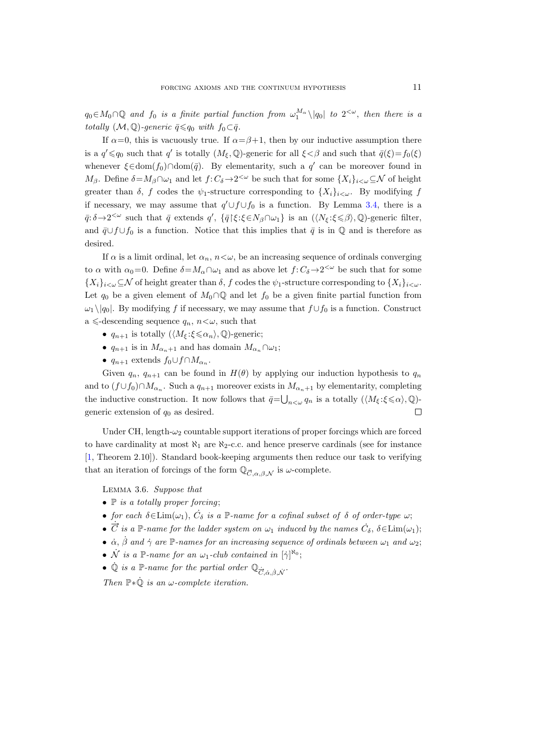*$q_0 \in M_0 \cap \mathbb{Q}$ and $f_0$ is a finite partial function from $\omega_1^{M_\alpha} \setminus |q_0|$ to $2^{<\omega}$, then there is a totally $(\mathcal{M}, \mathbb{Q})$-generic $\bar{q} \leqslant q_0$ with $f_0 \subset \bar{q}$.*

If $\alpha = 0$, this is vacuously true. If $\alpha = \beta + 1$, then by our inductive assumption there is a $q' \leqslant q_0$ such that $q'$ is totally $(M_\xi, \mathbb{Q})$-generic for all $\xi < \beta$ and such that $\bar{q}(\xi) = f_0(\xi)$ whenever $\xi \in \mathrm{dom}(f_0) \cap \mathrm{dom}(\bar{q})$. By elementarity, such a $q'$ can be moreover found in $M_\beta$. Define $\delta = M_\beta \cap \omega_1$ and let $f : C_\delta \to 2^{<\omega}$ be such that for some $\{X_i\}_{i<\omega} \subseteq \mathcal{N}$ of height greater than $\delta$, $f$ codes the $\psi_1$-structure corresponding to $\{X_i\}_{i<\omega}$. By modifying $f$ if necessary, we may assume that $q' \cup f \cup f_0$ is a function. By Lemma 3.4, there is a $\bar{q} : \delta \to 2^{<\omega}$ such that $\bar{q}$ extends $q'$, $\{\bar{q} \restriction \xi : \xi \in N_\beta \cap \omega_1\}$ is an $(\langle N_\xi : \xi \leqslant \beta \rangle, \mathbb{Q})$-generic filter, and $\bar{q} \cup f \cup f_0$ is a function. Notice that this implies that $\bar{q}$ is in $\mathbb{Q}$ and is therefore as desired.

If $\alpha$ is a limit ordinal, let $\alpha_n$, $n < \omega$, be an increasing sequence of ordinals converging to $\alpha$ with $\alpha_0 = 0$. Define $\delta = M_\alpha \cap \omega_1$ and as above let $f : C_\delta \to 2^{<\omega}$ be such that for some $\{X_i\}_{i<\omega} \subseteq \mathcal{N}$ of height greater than $\delta$, $f$ codes the $\psi_1$-structure corresponding to $\{X_i\}_{i<\omega}$. Let $q_0$ be a given element of $M_0 \cap \mathbb{Q}$ and let $f_0$ be a given finite partial function from $\omega_1 \setminus |q_0|$. By modifying $f$ if necessary, we may assume that $f \cup f_0$ is a function. Construct a $\leqslant$-descending sequence $q_n$, $n < \omega$, such that

- $q_{n+1}$ is totally $(\langle M_\xi : \xi \leqslant \alpha_n \rangle, \mathbb{Q})$-generic;
- $q_{n+1}$ is in $M_{\alpha_n+1}$ and has domain $M_{\alpha_n} \cap \omega_1$;
- $q_{n+1}$ extends $f_0 \cup f \cap M_{\alpha_n}$.

Given $q_n$, $q_{n+1}$ can be found in $H(\theta)$ by applying our induction hypothesis to $q_n$ and to $(f \cup f_0) \cap M_{\alpha_n}$. Such a $q_{n+1}$ moreover exists in $M_{\alpha_n+1}$ by elementarity, completing the inductive construction. It now follows that $\bar{q} = \bigcup_{n<\omega} q_n$ is a totally $(\langle M_\xi : \xi \leqslant \alpha \rangle, \mathbb{Q})$-generic extension of $q_0$ as desired. □

Under CH, length-$\omega_2$ countable support iterations of proper forcings which are forced to have cardinality at most $\aleph_1$ are $\aleph_2$-c.c. and hence preserve cardinals (see for instance [1, Theorem 2.10]). Standard book-keeping arguments then reduce our task to verifying that an iteration of forcings of the form $\mathbb{Q}_{\vec{C},\alpha,\beta,\mathcal{N}}$ is $\omega$-complete.

Lemma 3.6. *Suppose that*

- *$\mathbb{P}$ is a totally proper forcing;*
- *for each $\delta \in \mathrm{Lim}(\omega_1)$, $\dot{C}_\delta$ is a $\mathbb{P}$-name for a cofinal subset of $\delta$ of order-type $\omega$;*
- *$\dot{\vec{C}}$ is a $\mathbb{P}$-name for the ladder system on $\omega_1$ induced by the names $\dot{C}_\delta$, $\delta \in \mathrm{Lim}(\omega_1)$;*
- *$\dot{\alpha}$, $\dot{\beta}$ and $\dot{\gamma}$ are $\mathbb{P}$-names for an increasing sequence of ordinals between $\omega_1$ and $\omega_2$;*
- *$\dot{\mathcal{N}}$ is a $\mathbb{P}$-name for an $\omega_1$-club contained in $[\dot{\gamma}]^{\aleph_0}$;*
- *$\dot{\mathbb{Q}}$ is a $\mathbb{P}$-name for the partial order $\mathbb{Q}_{\dot{\vec{C}},\dot{\alpha},\dot{\beta},\dot{\mathcal{N}}}$.*

*Then $\mathbb{P} * \dot{\mathbb{Q}}$ is an $\omega$-complete iteration.*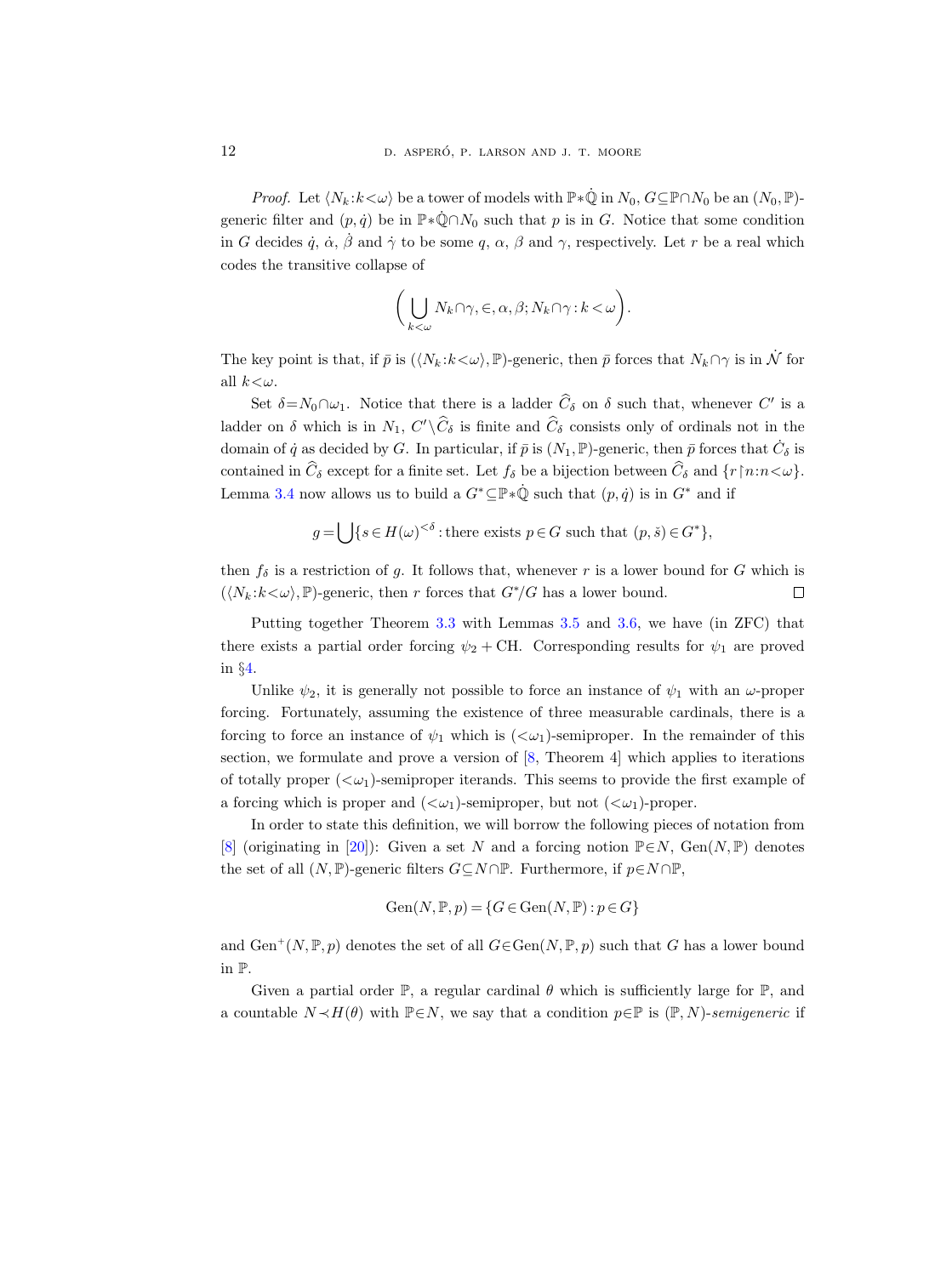*Proof.* Let $\langle N_k : k < \omega\rangle$ be a tower of models with $\mathbb{P} * \dot{\mathbb{Q}}$ in $N_0$, $G \subseteq \mathbb{P} \cap N_0$ be an $(N_0, \mathbb{P})$-generic filter and $(p, \dot{q})$ be in $\mathbb{P} * \dot{\mathbb{Q}} \cap N_0$ such that $p$ is in $G$. Notice that some condition in $G$ decides $\dot{q}$, $\dot{\alpha}$, $\dot{\beta}$ and $\dot{\gamma}$ to be some $q$, $\alpha$, $\beta$ and $\gamma$, respectively. Let $r$ be a real which codes the transitive collapse of

$$\Big(\bigcup_{k<\omega} N_k \cap \gamma, \in, \alpha, \beta; N_k \cap \gamma : k < \omega\Big).$$

The key point is that, if $\bar{p}$ is $(\langle N_k : k < \omega\rangle, \mathbb{P})$-generic, then $\bar{p}$ forces that $N_k \cap \gamma$ is in $\dot{\mathcal{N}}$ for all $k < \omega$.

Set $\delta = N_0 \cap \omega_1$. Notice that there is a ladder $\widehat{C}_\delta$ on $\delta$ such that, whenever $C'$ is a ladder on $\delta$ which is in $N_1$, $C' \setminus \widehat{C}_\delta$ is finite and $\widehat{C}_\delta$ consists only of ordinals not in the domain of $\dot{q}$ as decided by $G$. In particular, if $\bar{p}$ is $(N_1, \mathbb{P})$-generic, then $\bar{p}$ forces that $\dot{C}_\delta$ is contained in $\widehat{C}_\delta$ except for a finite set. Let $f_\delta$ be a bijection between $\widehat{C}_\delta$ and $\{r \restriction n : n < \omega\}$. Lemma 3.4 now allows us to build a $G^* \subseteq \mathbb{P} * \dot{\mathbb{Q}}$ such that $(p, \dot{q})$ is in $G^*$ and if

$$g = \bigcup \{s \in H(\omega)^{<\delta} : \text{there exists } p \in G \text{ such that } (p, \check{s}) \in G^*\},$$

then $f_\delta$ is a restriction of $g$. It follows that, whenever $r$ is a lower bound for $G$ which is $(\langle N_k : k < \omega\rangle, \mathbb{P})$-generic, then $r$ forces that $G^*/G$ has a lower bound. $\square$

Putting together Theorem 3.3 with Lemmas 3.5 and 3.6, we have (in ZFC) that there exists a partial order forcing $\psi_2 + \mathrm{CH}$. Corresponding results for $\psi_1$ are proved in §4.

Unlike $\psi_2$, it is generally not possible to force an instance of $\psi_1$ with an $\omega$-proper forcing. Fortunately, assuming the existence of three measurable cardinals, there is a forcing to force an instance of $\psi_1$ which is $({<}\omega_1)$-semiproper. In the remainder of this section, we formulate and prove a version of [8, Theorem 4] which applies to iterations of totally proper $({<}\omega_1)$-semiproper iterands. This seems to provide the first example of a forcing which is proper and $({<}\omega_1)$-semiproper, but not $({<}\omega_1)$-proper.

In order to state this definition, we will borrow the following pieces of notation from [8] (originating in [20]): Given a set $N$ and a forcing notion $\mathbb{P} \in N$, $\mathrm{Gen}(N, \mathbb{P})$ denotes the set of all $(N, \mathbb{P})$-generic filters $G \subseteq N \cap \mathbb{P}$. Furthermore, if $p \in N \cap \mathbb{P}$,

$$\mathrm{Gen}(N, \mathbb{P}, p) = \{G \in \mathrm{Gen}(N, \mathbb{P}) : p \in G\}$$

and $\mathrm{Gen}^+(N, \mathbb{P}, p)$ denotes the set of all $G \in \mathrm{Gen}(N, \mathbb{P}, p)$ such that $G$ has a lower bound in $\mathbb{P}$.

Given a partial order $\mathbb{P}$, a regular cardinal $\theta$ which is sufficiently large for $\mathbb{P}$, and a countable $N \prec H(\theta)$ with $\mathbb{P} \in N$, we say that a condition $p \in \mathbb{P}$ is $(\mathbb{P}, N)$-*semigeneric* if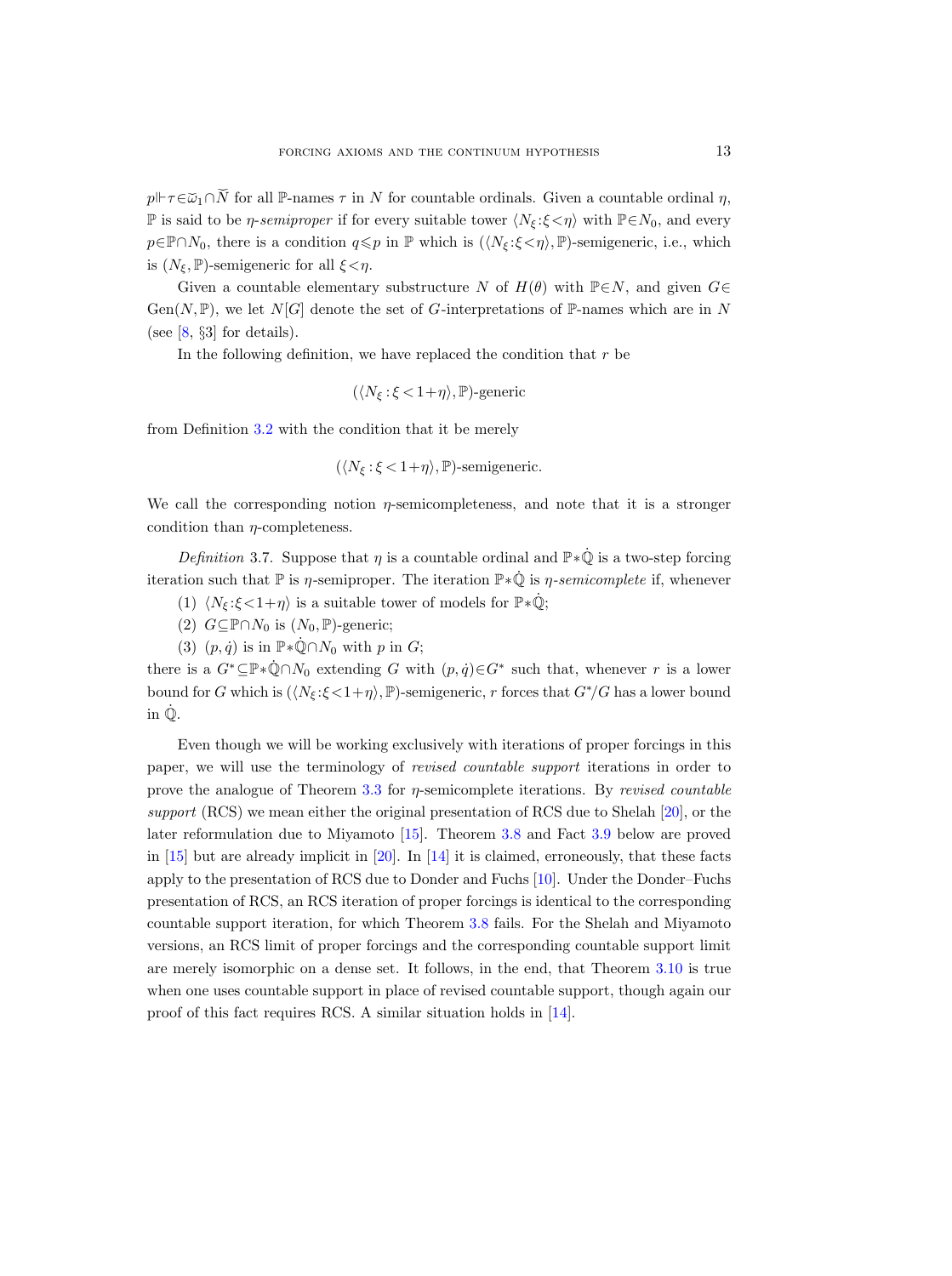$p \Vdash \tau \in \widetilde{\omega}_1 \cap \widetilde{N}$ for all $\mathbb{P}$-names $\tau$ in $N$ for countable ordinals. Given a countable ordinal $\eta$, $\mathbb{P}$ is said to be *$\eta$-semiproper* if for every suitable tower $\langle N_\xi : \xi < \eta \rangle$ with $\mathbb{P} \in N_0$, and every $p \in \mathbb{P} \cap N_0$, there is a condition $q \leqslant p$ in $\mathbb{P}$ which is $(\langle N_\xi : \xi < \eta \rangle, \mathbb{P})$-semigeneric, i.e., which is $(N_\xi, \mathbb{P})$-semigeneric for all $\xi < \eta$.

Given a countable elementary substructure $N$ of $H(\theta)$ with $\mathbb{P} \in N$, and given $G \in \mathrm{Gen}(N, \mathbb{P})$, we let $N[G]$ denote the set of $G$-interpretations of $\mathbb{P}$-names which are in $N$ (see [8, §3] for details).

In the following definition, we have replaced the condition that $r$ be

$$(\langle N_\xi : \xi < 1+\eta \rangle, \mathbb{P})\text{-generic}$$

from Definition 3.2 with the condition that it be merely

$$(\langle N_\xi : \xi < 1+\eta \rangle, \mathbb{P})\text{-semigeneric.}$$

We call the corresponding notion $\eta$-semicompleteness, and note that it is a stronger condition than $\eta$-completeness.

*Definition* 3.7. Suppose that $\eta$ is a countable ordinal and $\mathbb{P} * \dot{\mathbb{Q}}$ is a two-step forcing iteration such that $\mathbb{P}$ is $\eta$-semiproper. The iteration $\mathbb{P} * \dot{\mathbb{Q}}$ is *$\eta$-semicomplete* if, whenever

(1) $\langle N_\xi : \xi < 1+\eta \rangle$ is a suitable tower of models for $\mathbb{P} * \dot{\mathbb{Q}}$;

(2) $G \subseteq \mathbb{P} \cap N_0$ is $(N_0, \mathbb{P})$-generic;

(3) $(p, \dot{q})$ is in $\mathbb{P} * \dot{\mathbb{Q}} \cap N_0$ with $p$ in $G$;

there is a $G^* \subseteq \mathbb{P} * \dot{\mathbb{Q}} \cap N_0$ extending $G$ with $(p, \dot{q}) \in G^*$ such that, whenever $r$ is a lower bound for $G$ which is $(\langle N_\xi : \xi < 1+\eta \rangle, \mathbb{P})$-semigeneric, $r$ forces that $G^*/G$ has a lower bound in $\dot{\mathbb{Q}}$.

Even though we will be working exclusively with iterations of proper forcings in this paper, we will use the terminology of *revised countable support* iterations in order to prove the analogue of Theorem 3.3 for $\eta$-semicomplete iterations. By *revised countable support* (RCS) we mean either the original presentation of RCS due to Shelah [20], or the later reformulation due to Miyamoto [15]. Theorem 3.8 and Fact 3.9 below are proved in [15] but are already implicit in [20]. In [14] it is claimed, erroneously, that these facts apply to the presentation of RCS due to Donder and Fuchs [10]. Under the Donder–Fuchs presentation of RCS, an RCS iteration of proper forcings is identical to the corresponding countable support iteration, for which Theorem 3.8 fails. For the Shelah and Miyamoto versions, an RCS limit of proper forcings and the corresponding countable support limit are merely isomorphic on a dense set. It follows, in the end, that Theorem 3.10 is true when one uses countable support in place of revised countable support, though again our proof of this fact requires RCS. A similar situation holds in [14].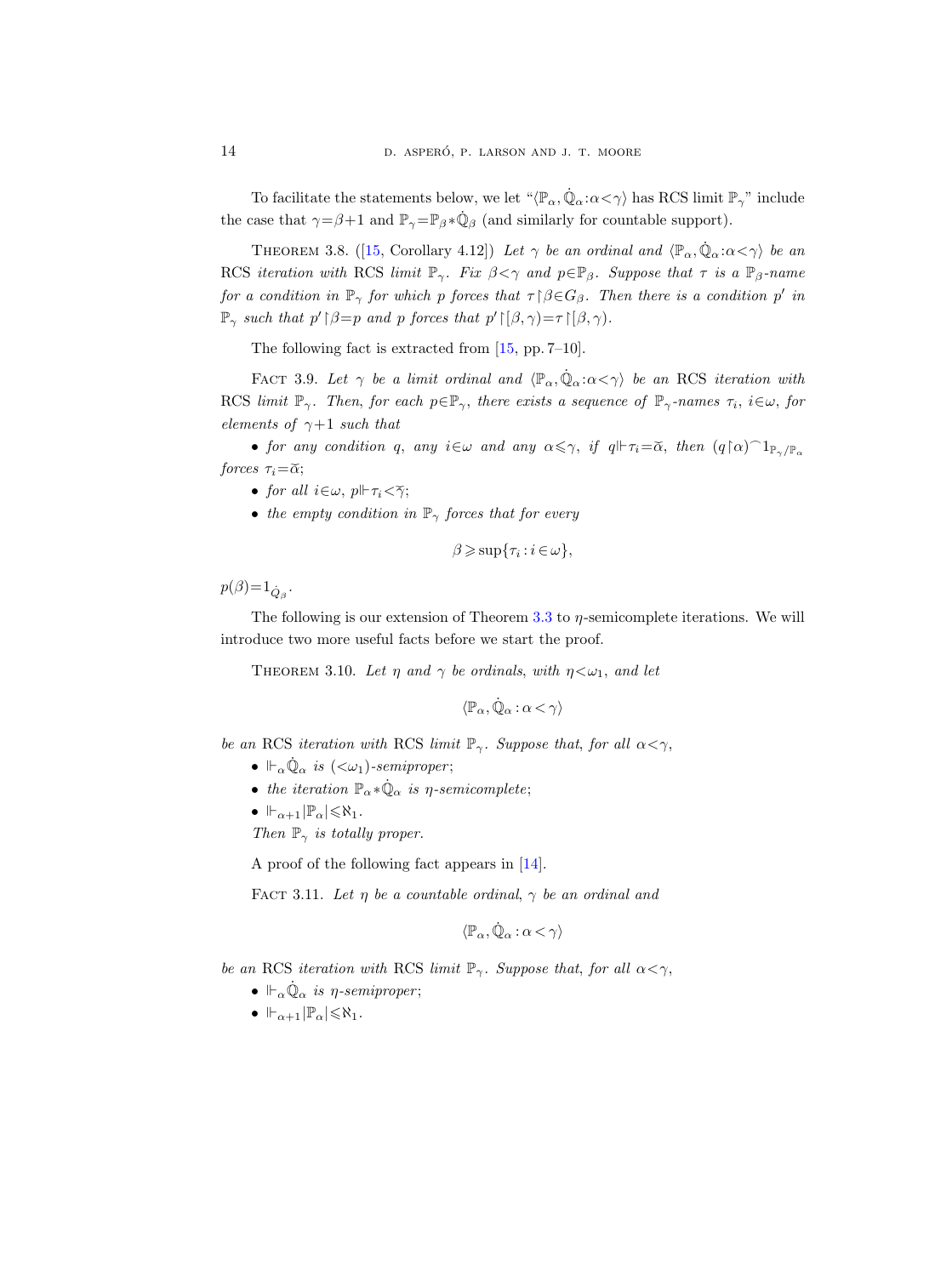To facilitate the statements below, we let "$\langle \mathbb{P}_\alpha, \dot{\mathbb{Q}}_\alpha : \alpha < \gamma \rangle$ has RCS limit $\mathbb{P}_\gamma$" include the case that $\gamma = \beta + 1$ and $\mathbb{P}_\gamma = \mathbb{P}_\beta * \dot{\mathbb{Q}}_\beta$ (and similarly for countable support).

Theorem 3.8. ([15, Corollary 4.12]) *Let $\gamma$ be an ordinal and $\langle \mathbb{P}_\alpha, \dot{\mathbb{Q}}_\alpha : \alpha < \gamma \rangle$ be an* RCS *iteration with* RCS *limit $\mathbb{P}_\gamma$. Fix $\beta < \gamma$ and $p \in \mathbb{P}_\beta$. Suppose that $\tau$ is a $\mathbb{P}_\beta$-name for a condition in $\mathbb{P}_\gamma$ for which $p$ forces that $\tau \restriction \beta \in G_\beta$. Then there is a condition $p'$ in $\mathbb{P}_\gamma$ such that $p' \restriction \beta = p$ and $p$ forces that $p' \restriction [\beta, \gamma) = \tau \restriction [\beta, \gamma)$.*

The following fact is extracted from [15, pp. 7–10].

Fact 3.9. *Let $\gamma$ be a limit ordinal and $\langle \mathbb{P}_\alpha, \dot{\mathbb{Q}}_\alpha : \alpha < \gamma \rangle$ be an* RCS *iteration with* RCS *limit $\mathbb{P}_\gamma$. Then, for each $p \in \mathbb{P}_\gamma$, there exists a sequence of $\mathbb{P}_\gamma$-names $\tau_i$, $i \in \omega$, for elements of $\gamma + 1$ such that*

- *for any condition $q$, any $i \in \omega$ and any $\alpha \leqslant \gamma$, if $q \Vdash \tau_i = \check{\alpha}$, then $(q \restriction \alpha)^\frown 1_{\mathbb{P}_\gamma / \mathbb{P}_\alpha}$ forces $\tau_i = \check{\alpha}$;*
- *for all $i \in \omega$, $p \Vdash \tau_i < \check{\gamma}$;*
- *the empty condition in $\mathbb{P}_\gamma$ forces that for every*

$$\beta \geqslant \sup\{\tau_i : i \in \omega\},$$

$p(\beta) = 1_{\dot{Q}_\beta}$.

The following is our extension of Theorem 3.3 to $\eta$-semicomplete iterations. We will introduce two more useful facts before we start the proof.

Theorem 3.10. *Let $\eta$ and $\gamma$ be ordinals, with $\eta < \omega_1$, and let*

$$\langle \mathbb{P}_\alpha, \dot{\mathbb{Q}}_\alpha : \alpha < \gamma \rangle$$

*be an* RCS *iteration with* RCS *limit $\mathbb{P}_\gamma$. Suppose that, for all $\alpha < \gamma$,*

- *$\Vdash_\alpha \dot{\mathbb{Q}}_\alpha$ is $(<\omega_1)$-semiproper;*
- *the iteration $\mathbb{P}_\alpha * \dot{\mathbb{Q}}_\alpha$ is $\eta$-semicomplete;*
- *$\Vdash_{\alpha+1} |\mathbb{P}_\alpha| \leqslant \aleph_1$.*

*Then $\mathbb{P}_\gamma$ is totally proper.*

A proof of the following fact appears in [14].

Fact 3.11. *Let $\eta$ be a countable ordinal, $\gamma$ be an ordinal and*

$$\langle \mathbb{P}_\alpha, \dot{\mathbb{Q}}_\alpha : \alpha < \gamma \rangle$$

*be an* RCS *iteration with* RCS *limit $\mathbb{P}_\gamma$. Suppose that, for all $\alpha < \gamma$,*

- *$\Vdash_\alpha \dot{\mathbb{Q}}_\alpha$ is $\eta$-semiproper;*
- *$\Vdash_{\alpha+1} |\mathbb{P}_\alpha| \leqslant \aleph_1$.*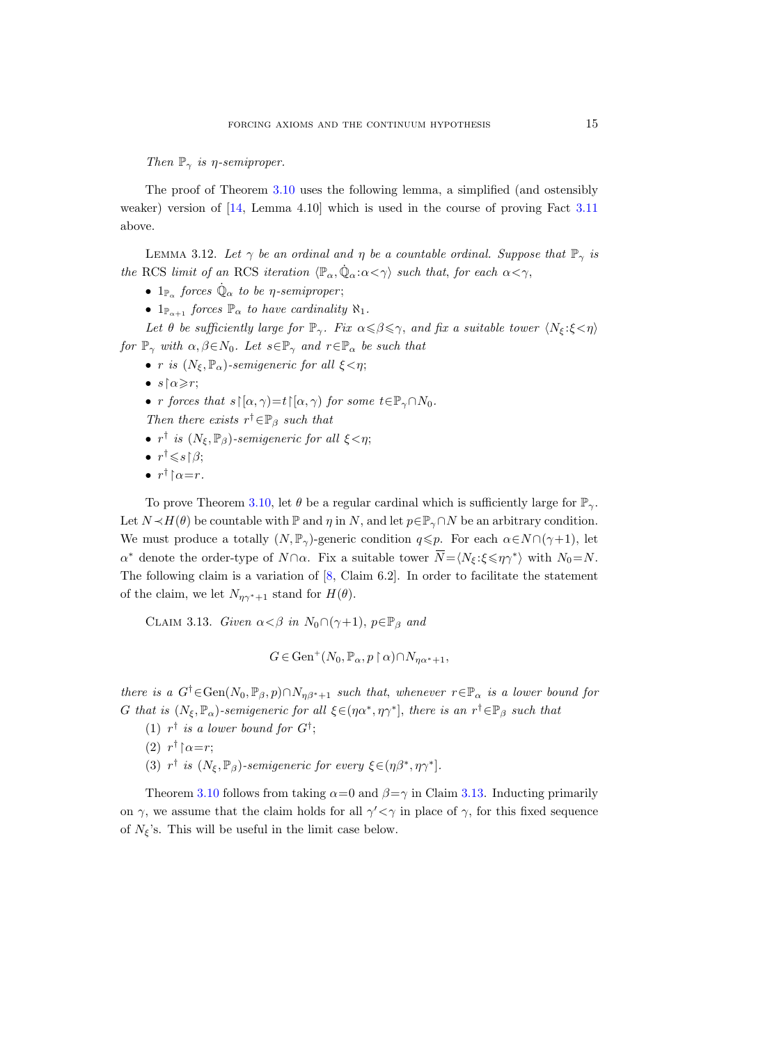*Then $\mathbb{P}_\gamma$ is $\eta$-semiproper.*

The proof of Theorem 3.10 uses the following lemma, a simplified (and ostensibly weaker) version of [14, Lemma 4.10] which is used in the course of proving Fact 3.11 above.

LEMMA 3.12. *Let $\gamma$ be an ordinal and $\eta$ be a countable ordinal. Suppose that $\mathbb{P}_\gamma$ is the* RCS *limit of an* RCS *iteration $\langle \mathbb{P}_\alpha, \dot{\mathbb{Q}}_\alpha : \alpha < \gamma \rangle$ such that, for each $\alpha < \gamma$,*

- *$1_{\mathbb{P}_\alpha}$ forces $\dot{\mathbb{Q}}_\alpha$ to be $\eta$-semiproper;*
- *$1_{\mathbb{P}_{\alpha+1}}$ forces $\mathbb{P}_\alpha$ to have cardinality $\aleph_1$.*

*Let $\theta$ be sufficiently large for $\mathbb{P}_\gamma$. Fix $\alpha \leqslant \beta \leqslant \gamma$, and fix a suitable tower $\langle N_\xi : \xi < \eta \rangle$ for $\mathbb{P}_\gamma$ with $\alpha, \beta \in N_0$. Let $s \in \mathbb{P}_\gamma$ and $r \in \mathbb{P}_\alpha$ be such that*

- *$r$ is $(N_\xi, \mathbb{P}_\alpha)$-semigeneric for all $\xi < \eta$;*
- *$s \restriction \alpha \geqslant r$;*
- *$r$ forces that $s \restriction [\alpha, \gamma) = t \restriction [\alpha, \gamma)$ for some $t \in \mathbb{P}_\gamma \cap N_0$.*

*Then there exists $r^\dagger \in \mathbb{P}_\beta$ such that*

- *$r^\dagger$ is $(N_\xi, \mathbb{P}_\beta)$-semigeneric for all $\xi < \eta$;*
- *$r^\dagger \leqslant s \restriction \beta$;*
- *$r^\dagger \restriction \alpha = r$.*

To prove Theorem 3.10, let $\theta$ be a regular cardinal which is sufficiently large for $\mathbb{P}_\gamma$. Let $N \prec H(\theta)$ be countable with $\mathbb{P}$ and $\eta$ in $N$, and let $p \in \mathbb{P}_\gamma \cap N$ be an arbitrary condition. We must produce a totally $(N, \mathbb{P}_\gamma)$-generic condition $q \leqslant p$. For each $\alpha \in N \cap (\gamma+1)$, let $\alpha^*$ denote the order-type of $N \cap \alpha$. Fix a suitable tower $\overline{N} = \langle N_\xi : \xi \leqslant \eta\gamma^* \rangle$ with $N_0 = N$. The following claim is a variation of [8, Claim 6.2]. In order to facilitate the statement of the claim, we let $N_{\eta\gamma^*+1}$ stand for $H(\theta)$.

CLAIM 3.13. *Given $\alpha < \beta$ in $N_0 \cap (\gamma+1)$, $p \in \mathbb{P}_\beta$ and*

$$G \in \operatorname{Gen}^+(N_0, \mathbb{P}_\alpha, p \restriction \alpha) \cap N_{\eta\alpha^*+1},$$

*there is a $G^\dagger \in \operatorname{Gen}(N_0, \mathbb{P}_\beta, p) \cap N_{\eta\beta^*+1}$ such that, whenever $r \in \mathbb{P}_\alpha$ is a lower bound for $G$ that is $(N_\xi, \mathbb{P}_\alpha)$-semigeneric for all $\xi \in (\eta\alpha^*, \eta\gamma^*]$, there is an $r^\dagger \in \mathbb{P}_\beta$ such that*

(1) *$r^\dagger$ is a lower bound for $G^\dagger$;*
(2) *$r^\dagger \restriction \alpha = r$;*
(3) *$r^\dagger$ is $(N_\xi, \mathbb{P}_\beta)$-semigeneric for every $\xi \in (\eta\beta^*, \eta\gamma^*]$.*

Theorem 3.10 follows from taking $\alpha = 0$ and $\beta = \gamma$ in Claim 3.13. Inducting primarily on $\gamma$, we assume that the claim holds for all $\gamma' < \gamma$ in place of $\gamma$, for this fixed sequence of $N_\xi$'s. This will be useful in the limit case below.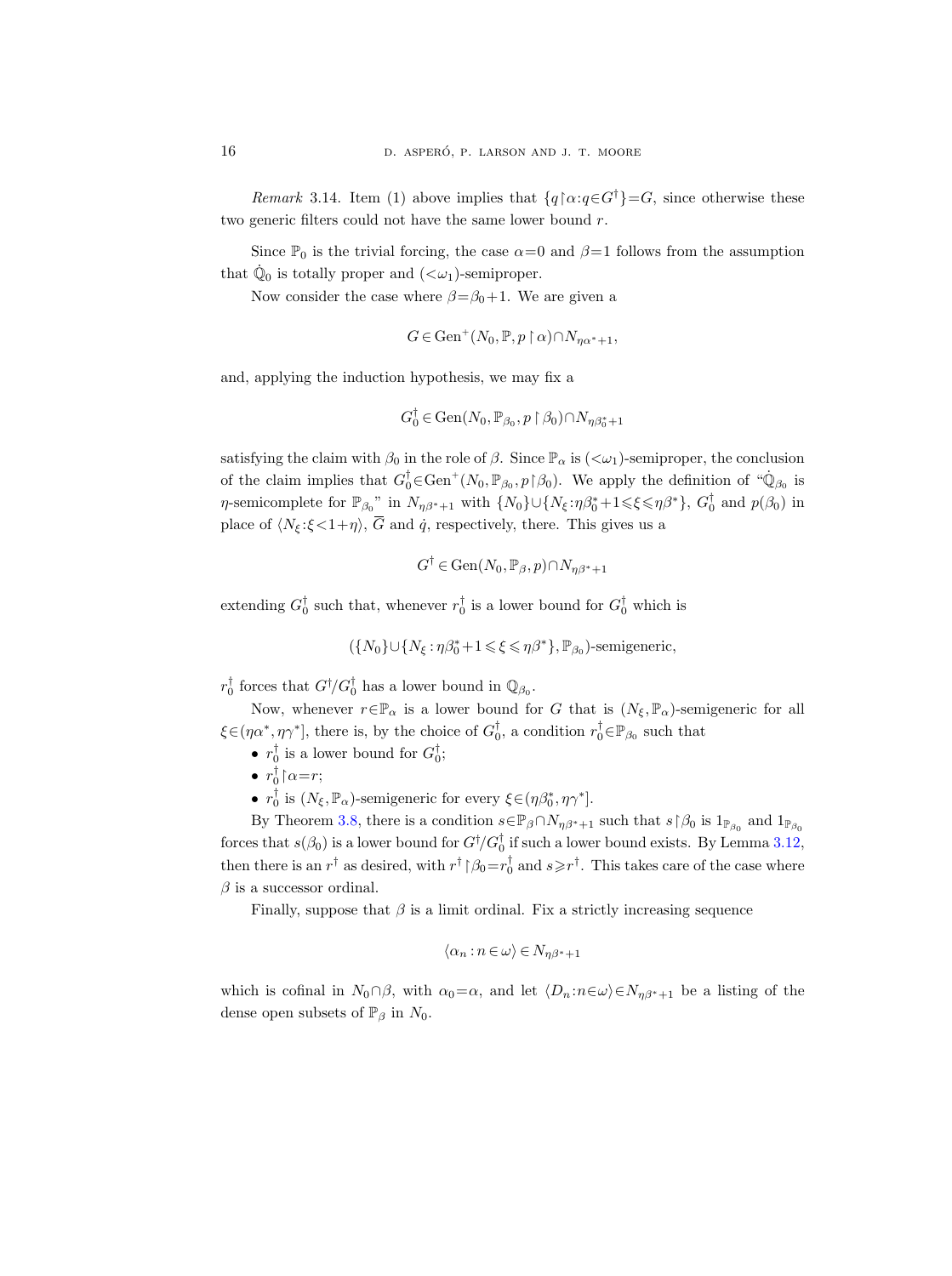*Remark* 3.14. Item (1) above implies that $\{q{\restriction}\alpha : q \in G^\dagger\} = G$, since otherwise these two generic filters could not have the same lower bound $r$.

Since $\mathbb{P}_0$ is the trivial forcing, the case $\alpha = 0$ and $\beta = 1$ follows from the assumption that $\dot{\mathbb{Q}}_0$ is totally proper and $(<\omega_1)$-semiproper.

Now consider the case where $\beta = \beta_0 + 1$. We are given a

$$G \in \mathrm{Gen}^+(N_0, \mathbb{P}, p \restriction \alpha) \cap N_{\eta\alpha^*+1},$$

and, applying the induction hypothesis, we may fix a

$$G_0^\dagger \in \mathrm{Gen}(N_0, \mathbb{P}_{\beta_0}, p \restriction \beta_0) \cap N_{\eta\beta_0^*+1}$$

satisfying the claim with $\beta_0$ in the role of $\beta$. Since $\mathbb{P}_\alpha$ is $(<\omega_1)$-semiproper, the conclusion of the claim implies that $G_0^\dagger \in \mathrm{Gen}^+(N_0, \mathbb{P}_{\beta_0}, p{\restriction}\beta_0)$. We apply the definition of "$\dot{\mathbb{Q}}_{\beta_0}$ is $\eta$-semicomplete for $\mathbb{P}_{\beta_0}$" in $N_{\eta\beta^*+1}$ with $\{N_0\} \cup \{N_\xi : \eta\beta_0^* + 1 \leqslant \xi \leqslant \eta\beta^*\}$, $G_0^\dagger$ and $p(\beta_0)$ in place of $\langle N_\xi : \xi < 1+\eta \rangle$, $\overline{G}$ and $\dot{q}$, respectively, there. This gives us a

$$G^\dagger \in \mathrm{Gen}(N_0, \mathbb{P}_\beta, p) \cap N_{\eta\beta^*+1}$$

extending $G_0^\dagger$ such that, whenever $r_0^\dagger$ is a lower bound for $G_0^\dagger$ which is

$$(\{N_0\} \cup \{N_\xi : \eta\beta_0^* + 1 \leqslant \xi \leqslant \eta\beta^*\}, \mathbb{P}_{\beta_0})\text{-semigeneric},$$

$r_0^\dagger$ forces that $G^\dagger / G_0^\dagger$ has a lower bound in $\mathbb{Q}_{\beta_0}$.

Now, whenever $r \in \mathbb{P}_\alpha$ is a lower bound for $G$ that is $(N_\xi, \mathbb{P}_\alpha)$-semigeneric for all $\xi \in (\eta\alpha^*, \eta\gamma^*]$, there is, by the choice of $G_0^\dagger$, a condition $r_0^\dagger \in \mathbb{P}_{\beta_0}$ such that

- $r_0^\dagger$ is a lower bound for $G_0^\dagger$;
- $r_0^\dagger {\restriction} \alpha = r$;
- $r_0^\dagger$ is $(N_\xi, \mathbb{P}_\alpha)$-semigeneric for every $\xi \in (\eta\beta_0^*, \eta\gamma^*]$.

By Theorem 3.8, there is a condition $s \in \mathbb{P}_\beta \cap N_{\eta\beta^*+1}$ such that $s{\restriction}\beta_0$ is $1_{\mathbb{P}_{\beta_0}}$ and $1_{\mathbb{P}_{\beta_0}}$ forces that $s(\beta_0)$ is a lower bound for $G^\dagger/G_0^\dagger$ if such a lower bound exists. By Lemma 3.12, then there is an $r^\dagger$ as desired, with $r^\dagger {\restriction} \beta_0 = r_0^\dagger$ and $s \geqslant r^\dagger$. This takes care of the case where $\beta$ is a successor ordinal.

Finally, suppose that $\beta$ is a limit ordinal. Fix a strictly increasing sequence

$$\langle \alpha_n : n \in \omega \rangle \in N_{\eta\beta^*+1}$$

which is cofinal in $N_0 \cap \beta$, with $\alpha_0 = \alpha$, and let $\langle D_n : n \in \omega \rangle \in N_{\eta\beta^*+1}$ be a listing of the dense open subsets of $\mathbb{P}_\beta$ in $N_0$.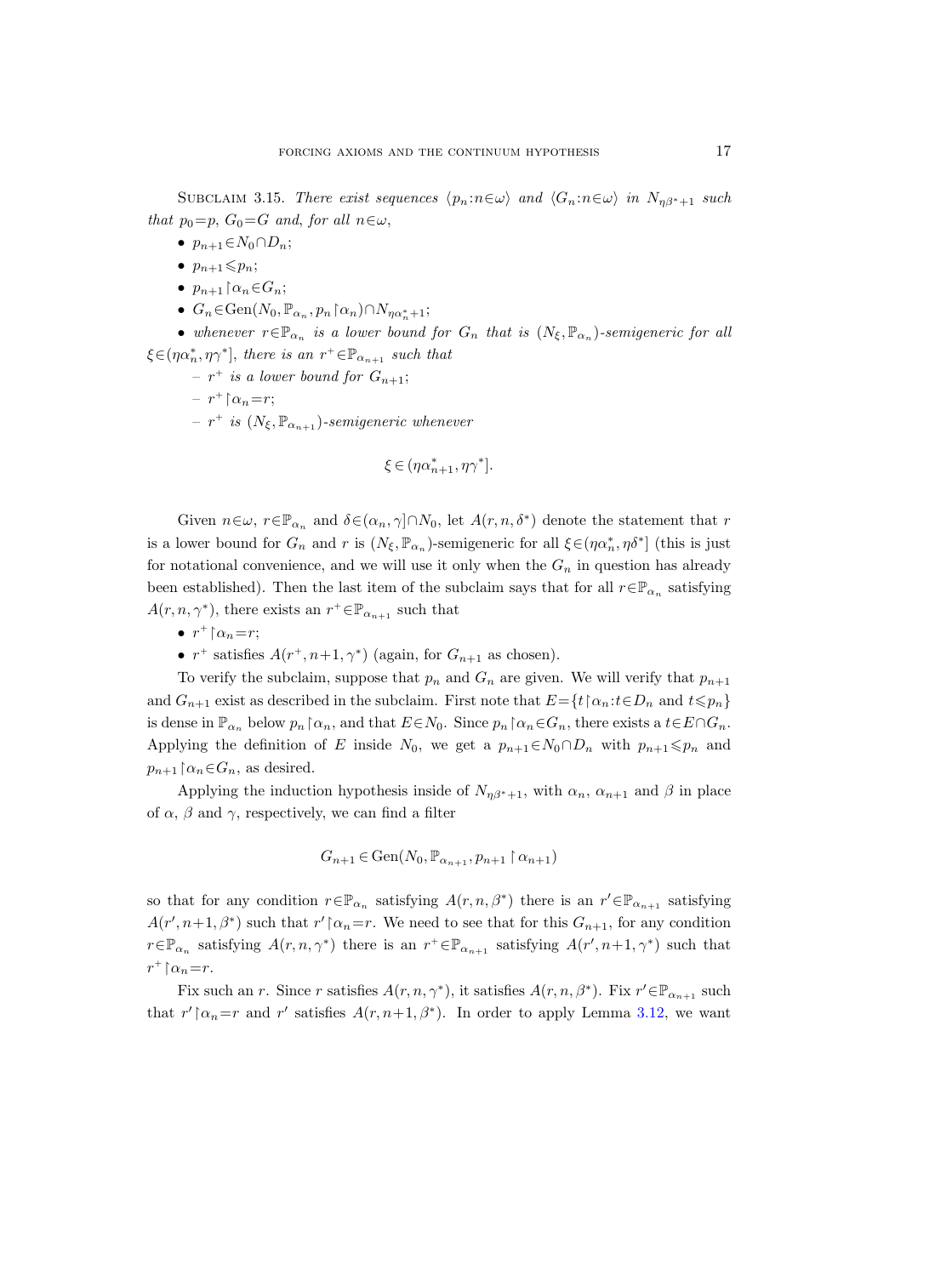Subclaim 3.15. *There exist sequences $\langle p_n : n \in \omega \rangle$ and $\langle G_n : n \in \omega \rangle$ in $N_{\eta\beta^*+1}$ such that $p_0 = p$, $G_0 = G$ and, for all $n \in \omega$,*

- $p_{n+1} \in N_0 \cap D_n$;
- $p_{n+1} \leqslant p_n$;
- $p_{n+1} \restriction \alpha_n \in G_n$;
- $G_n \in \mathrm{Gen}(N_0, \mathbb{P}_{\alpha_n}, p_n \restriction \alpha_n) \cap N_{\eta\alpha_n^*+1}$;
- *whenever $r \in \mathbb{P}_{\alpha_n}$ is a lower bound for $G_n$ that is $(N_\xi, \mathbb{P}_{\alpha_n})$-semigeneric for all $\xi \in (\eta\alpha_n^*, \eta\gamma^*]$, there is an $r^+ \in \mathbb{P}_{\alpha_{n+1}}$ such that*
  - *$r^+$ is a lower bound for $G_{n+1}$;*
  - *$r^+ \restriction \alpha_n = r$;*
  - *$r^+$ is $(N_\xi, \mathbb{P}_{\alpha_{n+1}})$-semigeneric whenever*

$$\xi \in (\eta\alpha_{n+1}^*, \eta\gamma^*].$$

Given $n \in \omega$, $r \in \mathbb{P}_{\alpha_n}$ and $\delta \in (\alpha_n, \gamma] \cap N_0$, let $A(r, n, \delta^*)$ denote the statement that $r$ is a lower bound for $G_n$ and $r$ is $(N_\xi, \mathbb{P}_{\alpha_n})$-semigeneric for all $\xi \in (\eta\alpha_n^*, \eta\delta^*]$ (this is just for notational convenience, and we will use it only when the $G_n$ in question has already been established). Then the last item of the subclaim says that for all $r \in \mathbb{P}_{\alpha_n}$ satisfying $A(r, n, \gamma^*)$, there exists an $r^+ \in \mathbb{P}_{\alpha_{n+1}}$ such that

- $r^+ \restriction \alpha_n = r$;
- $r^+$ satisfies $A(r^+, n+1, \gamma^*)$ (again, for $G_{n+1}$ as chosen).

To verify the subclaim, suppose that $p_n$ and $G_n$ are given. We will verify that $p_{n+1}$ and $G_{n+1}$ exist as described in the subclaim. First note that $E = \{t \restriction \alpha_n : t \in D_n \text{ and } t \leqslant p_n\}$ is dense in $\mathbb{P}_{\alpha_n}$ below $p_n \restriction \alpha_n$, and that $E \in N_0$. Since $p_n \restriction \alpha_n \in G_n$, there exists a $t \in E \cap G_n$. Applying the definition of $E$ inside $N_0$, we get a $p_{n+1} \in N_0 \cap D_n$ with $p_{n+1} \leqslant p_n$ and $p_{n+1} \restriction \alpha_n \in G_n$, as desired.

Applying the induction hypothesis inside of $N_{\eta\beta^*+1}$, with $\alpha_n$, $\alpha_{n+1}$ and $\beta$ in place of $\alpha$, $\beta$ and $\gamma$, respectively, we can find a filter

$$G_{n+1} \in \mathrm{Gen}(N_0, \mathbb{P}_{\alpha_{n+1}}, p_{n+1} \restriction \alpha_{n+1})$$

so that for any condition $r \in \mathbb{P}_{\alpha_n}$ satisfying $A(r, n, \beta^*)$ there is an $r' \in \mathbb{P}_{\alpha_{n+1}}$ satisfying $A(r', n+1, \beta^*)$ such that $r' \restriction \alpha_n = r$. We need to see that for this $G_{n+1}$, for any condition $r \in \mathbb{P}_{\alpha_n}$ satisfying $A(r, n, \gamma^*)$ there is an $r^+ \in \mathbb{P}_{\alpha_{n+1}}$ satisfying $A(r', n+1, \gamma^*)$ such that $r^+ \restriction \alpha_n = r$.

Fix such an $r$. Since $r$ satisfies $A(r, n, \gamma^*)$, it satisfies $A(r, n, \beta^*)$. Fix $r' \in \mathbb{P}_{\alpha_{n+1}}$ such that $r' \restriction \alpha_n = r$ and $r'$ satisfies $A(r, n+1, \beta^*)$. In order to apply Lemma 3.12, we want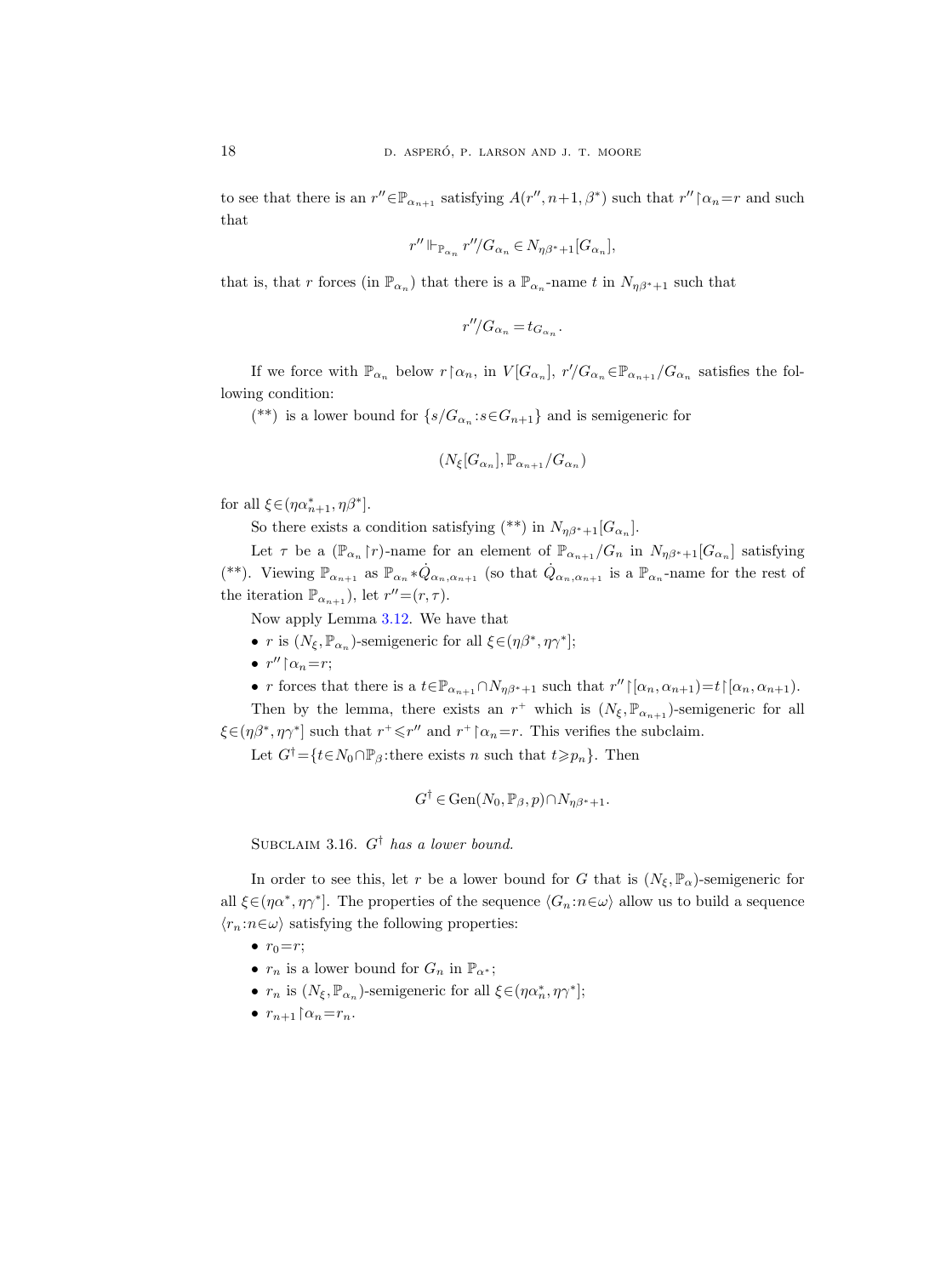to see that there is an $r'' \in \mathbb{P}_{\alpha_{n+1}}$ satisfying $A(r'', n+1, \beta^*)$ such that $r'' \restriction \alpha_n = r$ and such that

$$r'' \Vdash_{\mathbb{P}_{\alpha_n}} r''/G_{\alpha_n} \in N_{\eta\beta^*+1}[G_{\alpha_n}],$$

that is, that $r$ forces (in $\mathbb{P}_{\alpha_n}$) that there is a $\mathbb{P}_{\alpha_n}$-name $t$ in $N_{\eta\beta^*+1}$ such that

$$r''/G_{\alpha_n} = t_{G_{\alpha_n}}.$$

If we force with $\mathbb{P}_{\alpha_n}$ below $r \restriction \alpha_n$, in $V[G_{\alpha_n}]$, $r'/G_{\alpha_n} \in \mathbb{P}_{\alpha_{n+1}}/G_{\alpha_n}$ satisfies the following condition:

(\*\*) is a lower bound for $\{s/G_{\alpha_n} : s \in G_{n+1}\}$ and is semigeneric for

$$(N_\xi[G_{\alpha_n}], \mathbb{P}_{\alpha_{n+1}}/G_{\alpha_n})$$

for all $\xi \in (\eta\alpha^*_{n+1}, \eta\beta^*]$.

So there exists a condition satisfying (\*\*) in $N_{\eta\beta^*+1}[G_{\alpha_n}]$.

Let $\tau$ be a $(\mathbb{P}_{\alpha_n} \restriction r)$-name for an element of $\mathbb{P}_{\alpha_{n+1}}/G_n$ in $N_{\eta\beta^*+1}[G_{\alpha_n}]$ satisfying (\*\*). Viewing $\mathbb{P}_{\alpha_{n+1}}$ as $\mathbb{P}_{\alpha_n} * \dot{Q}_{\alpha_n,\alpha_{n+1}}$ (so that $\dot{Q}_{\alpha_n,\alpha_{n+1}}$ is a $\mathbb{P}_{\alpha_n}$-name for the rest of the iteration $\mathbb{P}_{\alpha_{n+1}}$), let $r'' = (r, \tau)$.

Now apply Lemma 3.12. We have that

- $r$ is $(N_\xi, \mathbb{P}_{\alpha_n})$-semigeneric for all $\xi \in (\eta\beta^*, \eta\gamma^*]$;
- $r'' \restriction \alpha_n = r$;
- $r$ forces that there is a $t \in \mathbb{P}_{\alpha_{n+1}} \cap N_{\eta\beta^*+1}$ such that $r'' \restriction [\alpha_n, \alpha_{n+1}) = t \restriction [\alpha_n, \alpha_{n+1})$.

Then by the lemma, there exists an $r^+$ which is $(N_\xi, \mathbb{P}_{\alpha_{n+1}})$-semigeneric for all $\xi \in (\eta\beta^*, \eta\gamma^*]$ such that $r^+ \leqslant r''$ and $r^+ \restriction \alpha_n = r$. This verifies the subclaim.

Let $G^\dagger = \{t \in N_0 \cap \mathbb{P}_\beta : \text{there exists } n \text{ such that } t \geqslant p_n\}$. Then

$$G^\dagger \in \operatorname{Gen}(N_0, \mathbb{P}_\beta, p) \cap N_{\eta\beta^*+1}.$$

Subclaim 3.16. *$G^\dagger$ has a lower bound.*

In order to see this, let $r$ be a lower bound for $G$ that is $(N_\xi, \mathbb{P}_\alpha)$-semigeneric for all $\xi \in (\eta\alpha^*, \eta\gamma^*]$. The properties of the sequence $\langle G_n : n \in \omega \rangle$ allow us to build a sequence $\langle r_n : n \in \omega \rangle$ satisfying the following properties:

- $r_0 = r$;
- $r_n$ is a lower bound for $G_n$ in $\mathbb{P}_{\alpha^*}$;
- $r_n$ is $(N_\xi, \mathbb{P}_{\alpha_n})$-semigeneric for all $\xi \in (\eta\alpha^*_n, \eta\gamma^*]$;
- $r_{n+1} \restriction \alpha_n = r_n$.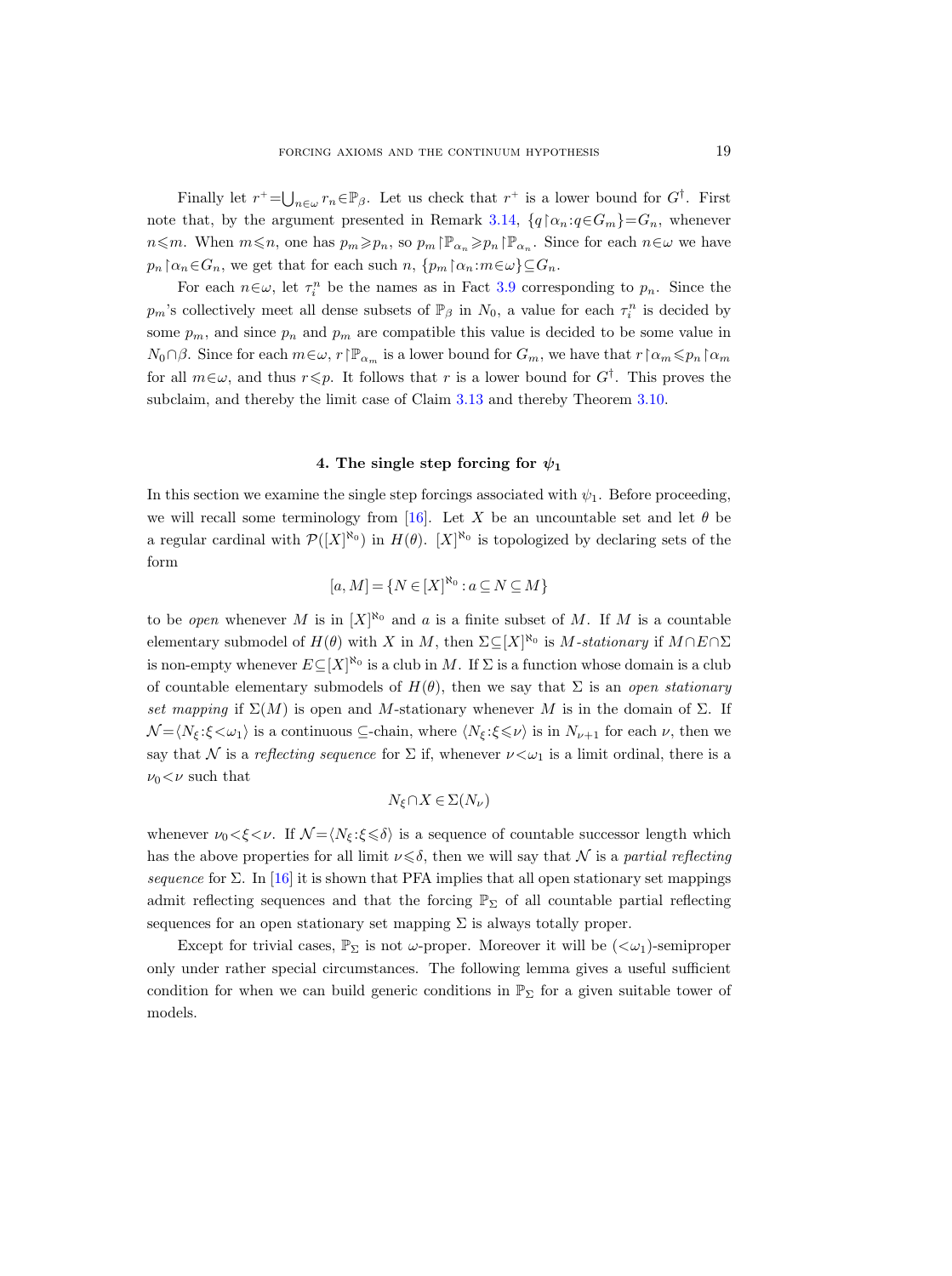Finally let $r^+ = \bigcup_{n\in\omega} r_n \in \mathbb{P}_\beta$. Let us check that $r^+$ is a lower bound for $G^\dagger$. First note that, by the argument presented in Remark 3.14, $\{q\restriction\alpha_n : q\in G_m\} = G_n$, whenever $n\leqslant m$. When $m\leqslant n$, one has $p_m \geqslant p_n$, so $p_m\restriction\mathbb{P}_{\alpha_n} \geqslant p_n\restriction\mathbb{P}_{\alpha_n}$. Since for each $n\in\omega$ we have $p_n\restriction\alpha_n \in G_n$, we get that for each such $n$, $\{p_m\restriction\alpha_n : m\in\omega\}\subseteq G_n$.

For each $n\in\omega$, let $\tau_i^n$ be the names as in Fact 3.9 corresponding to $p_n$. Since the $p_m$'s collectively meet all dense subsets of $\mathbb{P}_\beta$ in $N_0$, a value for each $\tau_i^n$ is decided by some $p_m$, and since $p_n$ and $p_m$ are compatible this value is decided to be some value in $N_0\cap\beta$. Since for each $m\in\omega$, $r\restriction\mathbb{P}_{\alpha_m}$ is a lower bound for $G_m$, we have that $r\restriction\alpha_m \leqslant p_n\restriction\alpha_m$ for all $m\in\omega$, and thus $r\leqslant p$. It follows that $r$ is a lower bound for $G^\dagger$. This proves the subclaim, and thereby the limit case of Claim 3.13 and thereby Theorem 3.10.

## 4. The single step forcing for $\psi_1$

In this section we examine the single step forcings associated with $\psi_1$. Before proceeding, we will recall some terminology from [16]. Let $X$ be an uncountable set and let $\theta$ be a regular cardinal with $\mathcal{P}([X]^{\aleph_0})$ in $H(\theta)$. $[X]^{\aleph_0}$ is topologized by declaring sets of the form

$$[a, M] = \{N\in[X]^{\aleph_0} : a\subseteq N\subseteq M\}$$

to be *open* whenever $M$ is in $[X]^{\aleph_0}$ and $a$ is a finite subset of $M$. If $M$ is a countable elementary submodel of $H(\theta)$ with $X$ in $M$, then $\Sigma\subseteq[X]^{\aleph_0}$ is *$M$-stationary* if $M\cap E\cap\Sigma$ is non-empty whenever $E\subseteq[X]^{\aleph_0}$ is a club in $M$. If $\Sigma$ is a function whose domain is a club of countable elementary submodels of $H(\theta)$, then we say that $\Sigma$ is an *open stationary set mapping* if $\Sigma(M)$ is open and $M$-stationary whenever $M$ is in the domain of $\Sigma$. If $\mathcal{N} = \langle N_\xi : \xi<\omega_1\rangle$ is a continuous $\subseteq$-chain, where $\langle N_\xi : \xi\leqslant\nu\rangle$ is in $N_{\nu+1}$ for each $\nu$, then we say that $\mathcal{N}$ is a *reflecting sequence* for $\Sigma$ if, whenever $\nu<\omega_1$ is a limit ordinal, there is a $\nu_0<\nu$ such that

$$N_\xi\cap X\in\Sigma(N_\nu)$$

whenever $\nu_0<\xi<\nu$. If $\mathcal{N} = \langle N_\xi : \xi\leqslant\delta\rangle$ is a sequence of countable successor length which has the above properties for all limit $\nu\leqslant\delta$, then we will say that $\mathcal{N}$ is a *partial reflecting sequence* for $\Sigma$. In [16] it is shown that PFA implies that all open stationary set mappings admit reflecting sequences and that the forcing $\mathbb{P}_\Sigma$ of all countable partial reflecting sequences for an open stationary set mapping $\Sigma$ is always totally proper.

Except for trivial cases, $\mathbb{P}_\Sigma$ is not $\omega$-proper. Moreover it will be $({<}\omega_1)$-semiproper only under rather special circumstances. The following lemma gives a useful sufficient condition for when we can build generic conditions in $\mathbb{P}_\Sigma$ for a given suitable tower of models.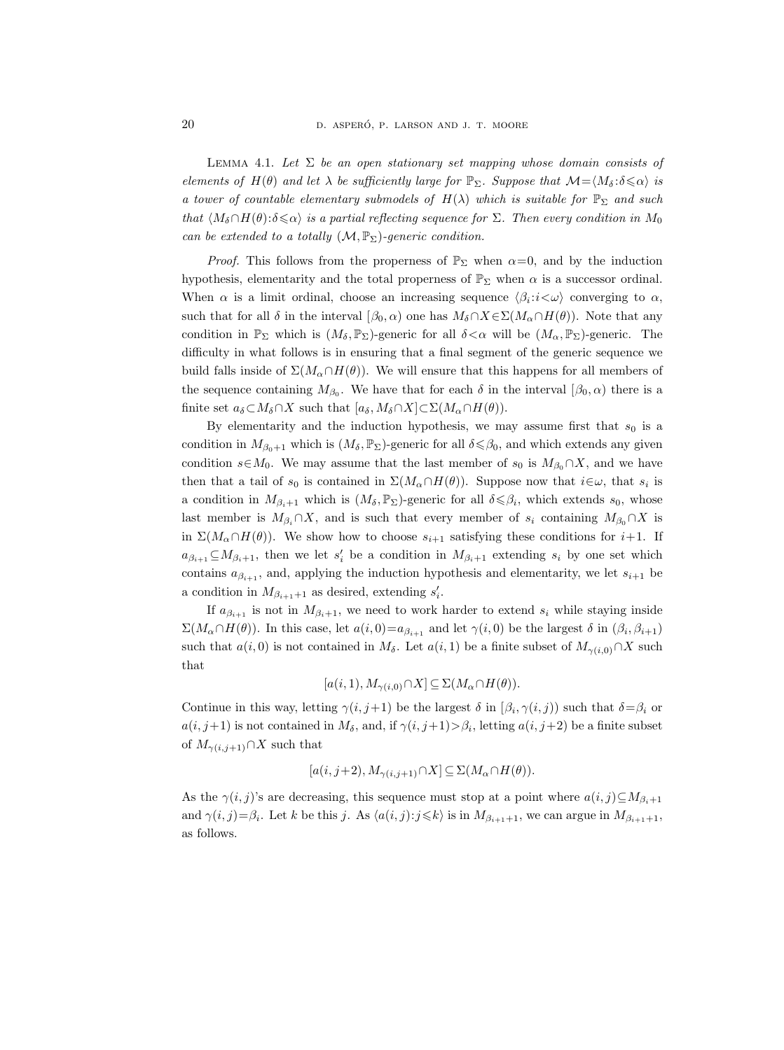Lemma 4.1. *Let $\Sigma$ be an open stationary set mapping whose domain consists of elements of $H(\theta)$ and let $\lambda$ be sufficiently large for $\mathbb{P}_\Sigma$. Suppose that $\mathcal{M}=\langle M_\delta:\delta\leqslant\alpha\rangle$ is a tower of countable elementary submodels of $H(\lambda)$ which is suitable for $\mathbb{P}_\Sigma$ and such that $\langle M_\delta\cap H(\theta):\delta\leqslant\alpha\rangle$ is a partial reflecting sequence for $\Sigma$. Then every condition in $M_0$ can be extended to a totally $(\mathcal{M},\mathbb{P}_\Sigma)$-generic condition.*

*Proof.* This follows from the properness of $\mathbb{P}_\Sigma$ when $\alpha=0$, and by the induction hypothesis, elementarity and the total properness of $\mathbb{P}_\Sigma$ when $\alpha$ is a successor ordinal. When $\alpha$ is a limit ordinal, choose an increasing sequence $\langle\beta_i:i<\omega\rangle$ converging to $\alpha$, such that for all $\delta$ in the interval $[\beta_0,\alpha)$ one has $M_\delta\cap X\in\Sigma(M_\alpha\cap H(\theta))$. Note that any condition in $\mathbb{P}_\Sigma$ which is $(M_\delta,\mathbb{P}_\Sigma)$-generic for all $\delta<\alpha$ will be $(M_\alpha,\mathbb{P}_\Sigma)$-generic. The difficulty in what follows is in ensuring that a final segment of the generic sequence we build falls inside of $\Sigma(M_\alpha\cap H(\theta))$. We will ensure that this happens for all members of the sequence containing $M_{\beta_0}$. We have that for each $\delta$ in the interval $[\beta_0,\alpha)$ there is a finite set $a_\delta\subset M_\delta\cap X$ such that $[a_\delta,M_\delta\cap X]\subset\Sigma(M_\alpha\cap H(\theta))$.

By elementarity and the induction hypothesis, we may assume first that $s_0$ is a condition in $M_{\beta_0+1}$ which is $(M_\delta,\mathbb{P}_\Sigma)$-generic for all $\delta\leqslant\beta_0$, and which extends any given condition $s\in M_0$. We may assume that the last member of $s_0$ is $M_{\beta_0}\cap X$, and we have then that a tail of $s_0$ is contained in $\Sigma(M_\alpha\cap H(\theta))$. Suppose now that $i\in\omega$, that $s_i$ is a condition in $M_{\beta_i+1}$ which is $(M_\delta,\mathbb{P}_\Sigma)$-generic for all $\delta\leqslant\beta_i$, which extends $s_0$, whose last member is $M_{\beta_i}\cap X$, and is such that every member of $s_i$ containing $M_{\beta_0}\cap X$ is in $\Sigma(M_\alpha\cap H(\theta))$. We show how to choose $s_{i+1}$ satisfying these conditions for $i+1$. If $a_{\beta_{i+1}}\subseteq M_{\beta_i+1}$, then we let $s_i'$ be a condition in $M_{\beta_i+1}$ extending $s_i$ by one set which contains $a_{\beta_{i+1}}$, and, applying the induction hypothesis and elementarity, we let $s_{i+1}$ be a condition in $M_{\beta_{i+1}+1}$ as desired, extending $s_i'$.

If $a_{\beta_{i+1}}$ is not in $M_{\beta_i+1}$, we need to work harder to extend $s_i$ while staying inside $\Sigma(M_\alpha\cap H(\theta))$. In this case, let $a(i,0)=a_{\beta_{i+1}}$ and let $\gamma(i,0)$ be the largest $\delta$ in $(\beta_i,\beta_{i+1})$ such that $a(i,0)$ is not contained in $M_\delta$. Let $a(i,1)$ be a finite subset of $M_{\gamma(i,0)}\cap X$ such that

$$[a(i,1),M_{\gamma(i,0)}\cap X]\subseteq\Sigma(M_\alpha\cap H(\theta)).$$

Continue in this way, letting $\gamma(i,j+1)$ be the largest $\delta$ in $[\beta_i,\gamma(i,j))$ such that $\delta=\beta_i$ or $a(i,j+1)$ is not contained in $M_\delta$, and, if $\gamma(i,j+1)>\beta_i$, letting $a(i,j+2)$ be a finite subset of $M_{\gamma(i,j+1)}\cap X$ such that

$$[a(i,j+2),M_{\gamma(i,j+1)}\cap X]\subseteq\Sigma(M_\alpha\cap H(\theta)).$$

As the $\gamma(i,j)$'s are decreasing, this sequence must stop at a point where $a(i,j)\subseteq M_{\beta_i+1}$ and $\gamma(i,j)=\beta_i$. Let $k$ be this $j$. As $\langle a(i,j):j\leqslant k\rangle$ is in $M_{\beta_{i+1}+1}$, we can argue in $M_{\beta_{i+1}+1}$, as follows.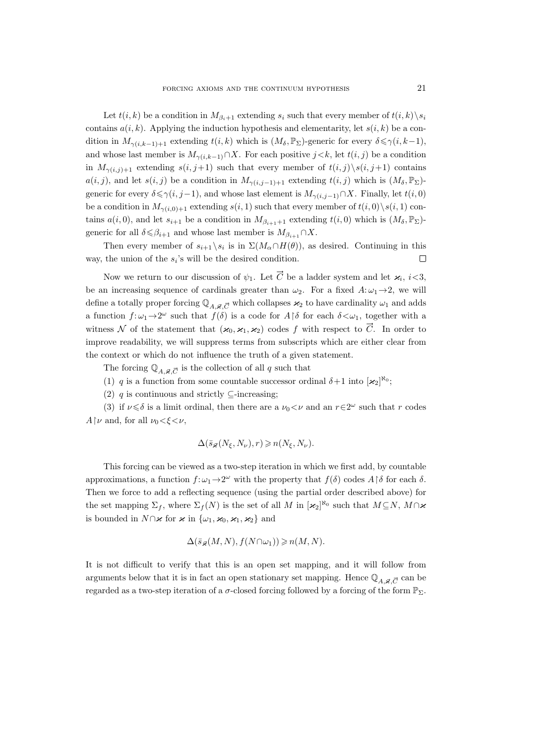Let $t(i,k)$ be a condition in $M_{\beta_i+1}$ extending $s_i$ such that every member of $t(i,k)\setminus s_i$ contains $a(i,k)$. Applying the induction hypothesis and elementarity, let $s(i,k)$ be a condition in $M_{\gamma(i,k-1)+1}$ extending $t(i,k)$ which is $(M_\delta,\mathbb{P}_\Sigma)$-generic for every $\delta\leqslant\gamma(i,k-1)$, and whose last member is $M_{\gamma(i,k-1)}\cap X$. For each positive $j<k$, let $t(i,j)$ be a condition in $M_{\gamma(i,j)+1}$ extending $s(i,j+1)$ such that every member of $t(i,j)\setminus s(i,j+1)$ contains $a(i,j)$, and let $s(i,j)$ be a condition in $M_{\gamma(i,j-1)+1}$ extending $t(i,j)$ which is $(M_\delta,\mathbb{P}_\Sigma)$-generic for every $\delta\leqslant\gamma(i,j-1)$, and whose last element is $M_{\gamma(i,j-1)}\cap X$. Finally, let $t(i,0)$ be a condition in $M_{\gamma(i,0)+1}$ extending $s(i,1)$ such that every member of $t(i,0)\setminus s(i,1)$ contains $a(i,0)$, and let $s_{i+1}$ be a condition in $M_{\beta_{i+1}+1}$ extending $t(i,0)$ which is $(M_\delta,\mathbb{P}_\Sigma)$-generic for all $\delta\leqslant\beta_{i+1}$ and whose last member is $M_{\beta_{i+1}}\cap X$.

Then every member of $s_{i+1}\setminus s_i$ is in $\Sigma(M_\alpha\cap H(\theta))$, as desired. Continuing in this way, the union of the $s_i$'s will be the desired condition. $\square$

Now we return to our discussion of $\psi_1$. Let $\vec{C}$ be a ladder system and let $\varkappa_i$, $i<3$, be an increasing sequence of cardinals greater than $\omega_2$. For a fixed $A:\omega_1\to 2$, we will define a totally proper forcing $\mathbb{Q}_{A,\vec{\varkappa},\vec{C}}$ which collapses $\varkappa_2$ to have cardinality $\omega_1$ and adds a function $f:\omega_1\to 2^\omega$ such that $f(\delta)$ is a code for $A\restriction\delta$ for each $\delta<\omega_1$, together with a witness $\mathcal{N}$ of the statement that $(\varkappa_0,\varkappa_1,\varkappa_2)$ codes $f$ with respect to $\vec{C}$. In order to improve readability, we will suppress terms from subscripts which are either clear from the context or which do not influence the truth of a given statement.

The forcing $\mathbb{Q}_{A,\vec{\varkappa},\vec{C}}$ is the collection of all $q$ such that

(1) $q$ is a function from some countable successor ordinal $\delta+1$ into $[\varkappa_2]^{\aleph_0}$;

(2) $q$ is continuous and strictly $\subseteq$-increasing;

(3) if $\nu\leqslant\delta$ is a limit ordinal, then there are a $\nu_0<\nu$ and an $r\in 2^\omega$ such that $r$ codes $A\restriction\nu$ and, for all $\nu_0<\xi<\nu$,

$$\Delta(\bar{s}_{\vec{\varkappa}}(N_\xi,N_\nu),r)\geqslant n(N_\xi,N_\nu).$$

This forcing can be viewed as a two-step iteration in which we first add, by countable approximations, a function $f:\omega_1\to 2^\omega$ with the property that $f(\delta)$ codes $A\restriction\delta$ for each $\delta$. Then we force to add a reflecting sequence (using the partial order described above) for the set mapping $\Sigma_f$, where $\Sigma_f(N)$ is the set of all $M$ in $[\varkappa_2]^{\aleph_0}$ such that $M\subseteq N$, $M\cap\varkappa$ is bounded in $N\cap\varkappa$ for $\varkappa$ in $\{\omega_1,\varkappa_0,\varkappa_1,\varkappa_2\}$ and

$$\Delta(\bar{s}_{\vec{\varkappa}}(M,N),f(N\cap\omega_1))\geqslant n(M,N).$$

It is not difficult to verify that this is an open set mapping, and it will follow from arguments below that it is in fact an open stationary set mapping. Hence $\mathbb{Q}_{A,\vec{\varkappa},\vec{C}}$ can be regarded as a two-step iteration of a $\sigma$-closed forcing followed by a forcing of the form $\mathbb{P}_\Sigma$.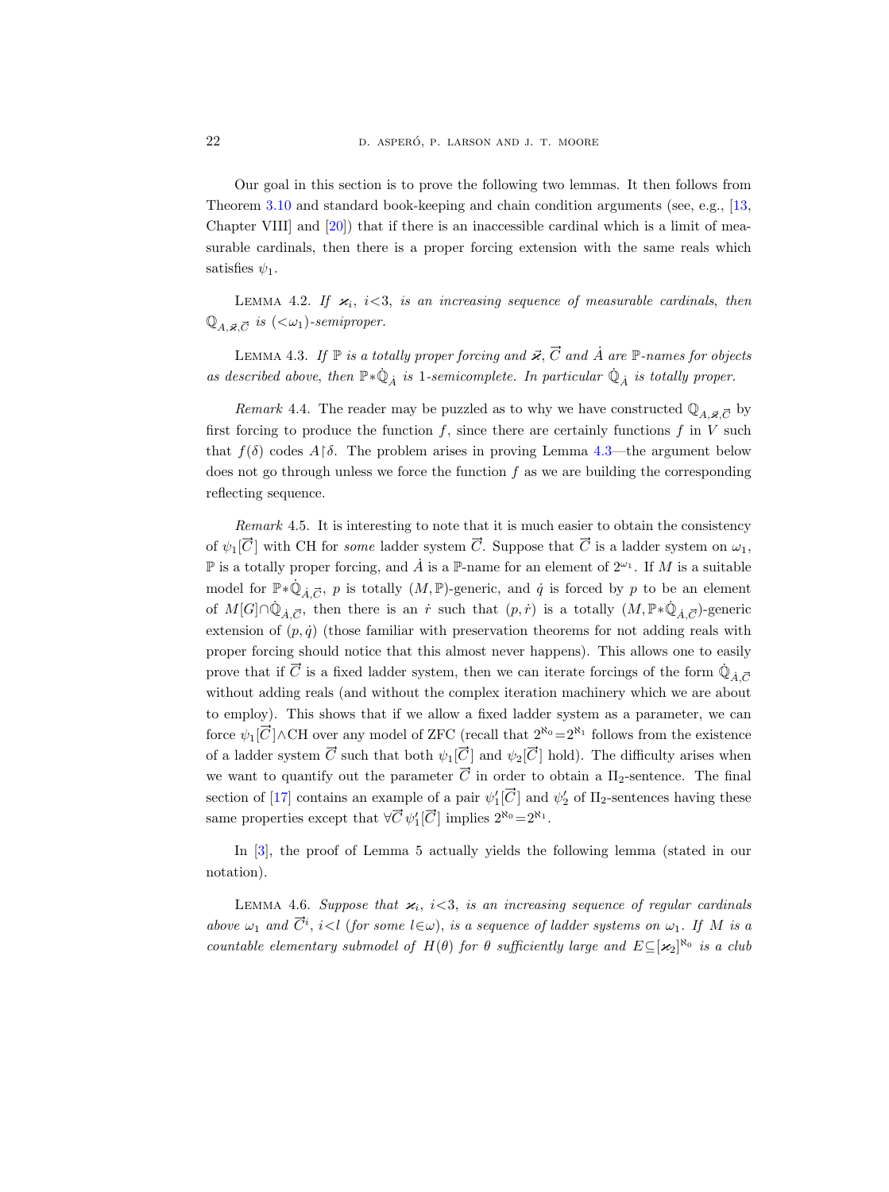Our goal in this section is to prove the following two lemmas. It then follows from Theorem 3.10 and standard book-keeping and chain condition arguments (see, e.g., [13, Chapter VIII] and [20]) that if there is an inaccessible cardinal which is a limit of measurable cardinals, then there is a proper forcing extension with the same reals which satisfies $\psi_1$.

LEMMA 4.2. *If $\varkappa_i$, $i<3$, is an increasing sequence of measurable cardinals, then $\mathbb{Q}_{A,\vec{\varkappa},\vec{C}}$ is $(<\omega_1)$-semiproper.*

LEMMA 4.3. *If $\mathbb{P}$ is a totally proper forcing and $\vec{\varkappa}$, $\vec{C}$ and $\dot{A}$ are $\mathbb{P}$-names for objects as described above, then $\mathbb{P}*\dot{\mathbb{Q}}_{\dot{A}}$ is 1-semicomplete. In particular $\dot{\mathbb{Q}}_{\dot{A}}$ is totally proper.*

*Remark* 4.4. The reader may be puzzled as to why we have constructed $\mathbb{Q}_{A,\vec{\varkappa},\vec{C}}$ by first forcing to produce the function $f$, since there are certainly functions $f$ in $V$ such that $f(\delta)$ codes $A{\restriction}\delta$. The problem arises in proving Lemma 4.3—the argument below does not go through unless we force the function $f$ as we are building the corresponding reflecting sequence.

*Remark* 4.5. It is interesting to note that it is much easier to obtain the consistency of $\psi_1[\vec{C}]$ with CH for *some* ladder system $\vec{C}$. Suppose that $\vec{C}$ is a ladder system on $\omega_1$, $\mathbb{P}$ is a totally proper forcing, and $\dot{A}$ is a $\mathbb{P}$-name for an element of $2^{\omega_1}$. If $M$ is a suitable model for $\mathbb{P}*\dot{\mathbb{Q}}_{\dot{A},\vec{C}}$, $p$ is totally $(M,\mathbb{P})$-generic, and $\dot{q}$ is forced by $p$ to be an element of $M[G]\cap\dot{\mathbb{Q}}_{\dot{A},\vec{C}}$, then there is an $\dot{r}$ such that $(p,\dot{r})$ is a totally $(M,\mathbb{P}*\dot{\mathbb{Q}}_{\dot{A},\vec{C}})$-generic extension of $(p,\dot{q})$ (those familiar with preservation theorems for not adding reals with proper forcing should notice that this almost never happens). This allows one to easily prove that if $\vec{C}$ is a fixed ladder system, then we can iterate forcings of the form $\dot{\mathbb{Q}}_{\dot{A},\vec{C}}$ without adding reals (and without the complex iteration machinery which we are about to employ). This shows that if we allow a fixed ladder system as a parameter, we can force $\psi_1[\vec{C}]\wedge$CH over any model of ZFC (recall that $2^{\aleph_0}=2^{\aleph_1}$ follows from the existence of a ladder system $\vec{C}$ such that both $\psi_1[\vec{C}]$ and $\psi_2[\vec{C}]$ hold). The difficulty arises when we want to quantify out the parameter $\vec{C}$ in order to obtain a $\Pi_2$-sentence. The final section of [17] contains an example of a pair $\psi_1'[\vec{C}]$ and $\psi_2'$ of $\Pi_2$-sentences having these same properties except that $\forall\vec{C}\,\psi_1'[\vec{C}]$ implies $2^{\aleph_0}=2^{\aleph_1}$.

In [3], the proof of Lemma 5 actually yields the following lemma (stated in our notation).

LEMMA 4.6. *Suppose that $\varkappa_i$, $i<3$, is an increasing sequence of regular cardinals above $\omega_1$ and $\vec{C}^i$, $i<l$ (for some $l\in\omega$), is a sequence of ladder systems on $\omega_1$. If $M$ is a countable elementary submodel of $H(\theta)$ for $\theta$ sufficiently large and $E\subseteq[\varkappa_2]^{\aleph_0}$ is a club*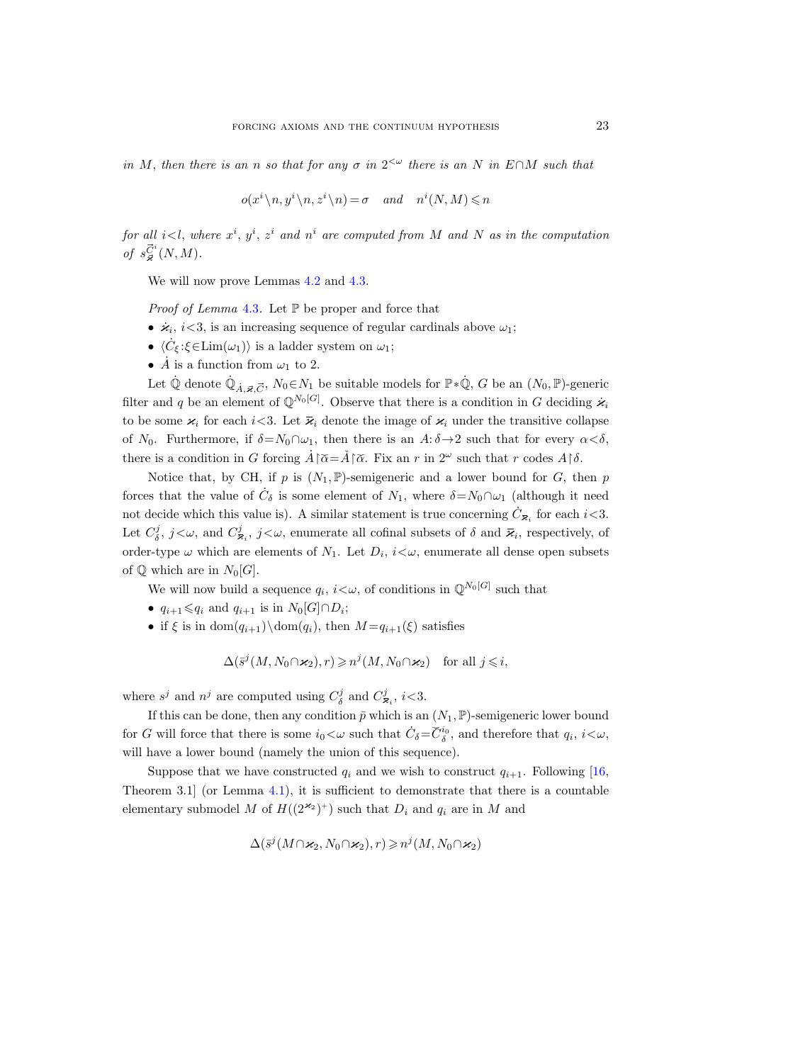*in $M$, then there is an $n$ so that for any $\sigma$ in $2^{<\omega}$ there is an $N$ in $E\cap M$ such that*

$$o(x^i\setminus n, y^i\setminus n, z^i\setminus n)=\sigma \quad \textit{and} \quad n^i(N,M)\leqslant n$$

*for all $i<l$, where $x^i$, $y^i$, $z^i$ and $n^i$ are computed from $M$ and $N$ as in the computation of $s^{\vec{C}^i}_{\vec{\varkappa}}(N,M)$.*

We will now prove Lemmas 4.2 and 4.3.

*Proof of Lemma* 4.3. Let $\mathbb{P}$ be proper and force that

- $\dot{\varkappa}_i$, $i<3$, is an increasing sequence of regular cardinals above $\omega_1$;
- $\langle \dot{C}_\xi : \xi\in\mathrm{Lim}(\omega_1)\rangle$ is a ladder system on $\omega_1$;
- $\dot{A}$ is a function from $\omega_1$ to 2.

Let $\dot{\mathbb{Q}}$ denote $\dot{\mathbb{Q}}_{\dot{A},\vec{\varkappa},\vec{C}}$, $N_0\in N_1$ be suitable models for $\mathbb{P}*\dot{\mathbb{Q}}$, $G$ be an $(N_0,\mathbb{P})$-generic filter and $q$ be an element of $\mathbb{Q}^{N_0[G]}$. Observe that there is a condition in $G$ deciding $\dot{\varkappa}_i$ to be some $\varkappa_i$ for each $i<3$. Let $\bar{\varkappa}_i$ denote the image of $\varkappa_i$ under the transitive collapse of $N_0$. Furthermore, if $\delta=N_0\cap\omega_1$, then there is an $A:\delta\to 2$ such that for every $\alpha<\delta$, there is a condition in $G$ forcing $\dot{A}\restriction\check{\alpha}=\check{A}\restriction\check{\alpha}$. Fix an $r$ in $2^\omega$ such that $r$ codes $A\restriction\delta$.

Notice that, by CH, if $p$ is $(N_1,\mathbb{P})$-semigeneric and a lower bound for $G$, then $p$ forces that the value of $\dot{C}_\delta$ is some element of $N_1$, where $\delta=N_0\cap\omega_1$ (although it need not decide which this value is). A similar statement is true concerning $\dot{C}_{\bar{\varkappa}_i}$ for each $i<3$. Let $C^j_\delta$, $j<\omega$, and $C^j_{\bar{\varkappa}_i}$, $j<\omega$, enumerate all cofinal subsets of $\delta$ and $\bar{\varkappa}_i$, respectively, of order-type $\omega$ which are elements of $N_1$. Let $D_i$, $i<\omega$, enumerate all dense open subsets of $\mathbb{Q}$ which are in $N_0[G]$.

We will now build a sequence $q_i$, $i<\omega$, of conditions in $\mathbb{Q}^{N_0[G]}$ such that

- $q_{i+1}\leqslant q_i$ and $q_{i+1}$ is in $N_0[G]\cap D_i$;
- if $\xi$ is in $\mathrm{dom}(q_{i+1})\setminus\mathrm{dom}(q_i)$, then $M=q_{i+1}(\xi)$ satisfies

$$\Delta(\bar{s}^j(M,N_0\cap\varkappa_2),r)\geqslant n^j(M,N_0\cap\varkappa_2)\quad\text{for all } j\leqslant i,$$

where $s^j$ and $n^j$ are computed using $C^j_\delta$ and $C^j_{\bar{\varkappa}_i}$, $i<3$.

If this can be done, then any condition $\bar{p}$ which is an $(N_1,\mathbb{P})$-semigeneric lower bound for $G$ will force that there is some $i_0<\omega$ such that $\dot{C}_\delta=\check{C}^{i_0}_\delta$, and therefore that $q_i$, $i<\omega$, will have a lower bound (namely the union of this sequence).

Suppose that we have constructed $q_i$ and we wish to construct $q_{i+1}$. Following [16, Theorem 3.1] (or Lemma 4.1), it is sufficient to demonstrate that there is a countable elementary submodel $M$ of $H((2^{\varkappa_2})^+)$ such that $D_i$ and $q_i$ are in $M$ and

$$\Delta(\bar{s}^j(M\cap\varkappa_2,N_0\cap\varkappa_2),r)\geqslant n^j(M,N_0\cap\varkappa_2)$$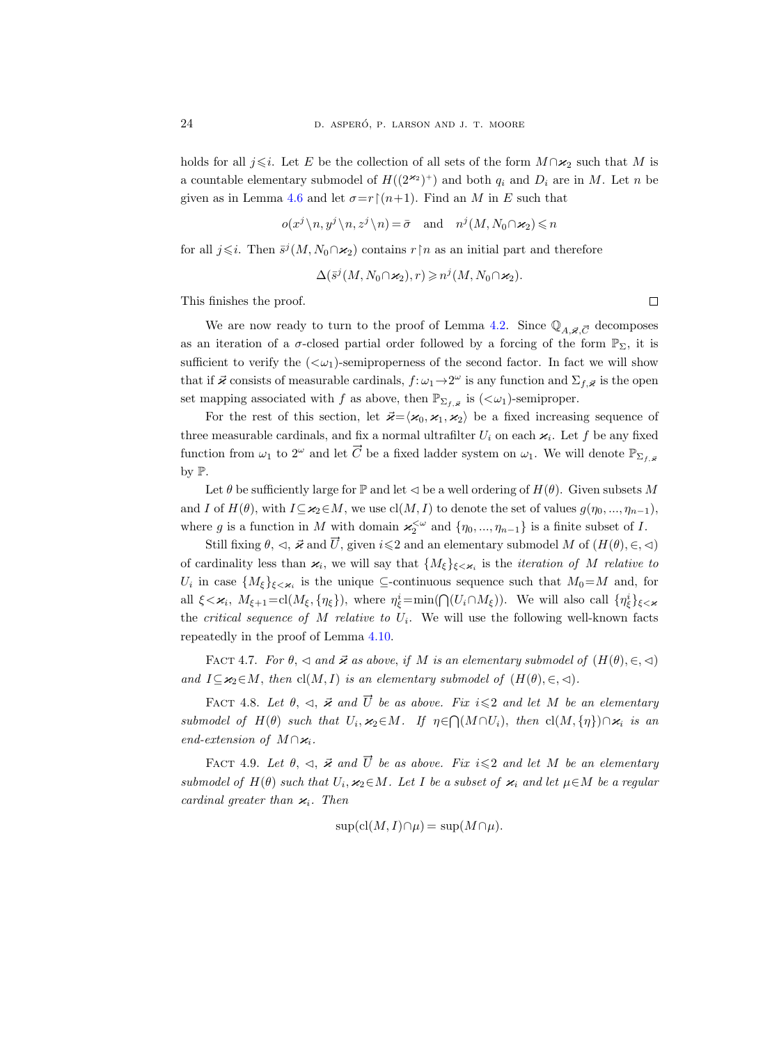holds for all $j \leqslant i$. Let $E$ be the collection of all sets of the form $M \cap \varkappa_2$ such that $M$ is a countable elementary submodel of $H((2^{\varkappa_2})^+)$ and both $q_i$ and $D_i$ are in $M$. Let $n$ be given as in Lemma 4.6 and let $\sigma = r \restriction (n+1)$. Find an $M$ in $E$ such that

$$o(x^j \setminus n, y^j \setminus n, z^j \setminus n) = \bar{\sigma} \quad \text{and} \quad n^j(M, N_0 \cap \varkappa_2) \leqslant n$$

for all $j \leqslant i$. Then $\bar{s}^j(M, N_0 \cap \varkappa_2)$ contains $r \restriction n$ as an initial part and therefore

$$\Delta(\bar{s}^j(M, N_0 \cap \varkappa_2), r) \geqslant n^j(M, N_0 \cap \varkappa_2).$$

This finishes the proof. $\square$

We are now ready to turn to the proof of Lemma 4.2. Since $\mathbb{Q}_{A,\vec{\varkappa},\vec{C}}$ decomposes as an iteration of a $\sigma$-closed partial order followed by a forcing of the form $\mathbb{P}_\Sigma$, it is sufficient to verify the $(<\omega_1)$-semiproperness of the second factor. In fact we will show that if $\vec{\varkappa}$ consists of measurable cardinals, $f: \omega_1 \to 2^\omega$ is any function and $\Sigma_{f,\vec{\varkappa}}$ is the open set mapping associated with $f$ as above, then $\mathbb{P}_{\Sigma_{f,\vec{\varkappa}}}$ is $(<\omega_1)$-semiproper.

For the rest of this section, let $\vec{\varkappa} = \langle \varkappa_0, \varkappa_1, \varkappa_2 \rangle$ be a fixed increasing sequence of three measurable cardinals, and fix a normal ultrafilter $U_i$ on each $\varkappa_i$. Let $f$ be any fixed function from $\omega_1$ to $2^\omega$ and let $\vec{C}$ be a fixed ladder system on $\omega_1$. We will denote $\mathbb{P}_{\Sigma_{f,\vec{\varkappa}}}$ by $\mathbb{P}$.

Let $\theta$ be sufficiently large for $\mathbb{P}$ and let $\lhd$ be a well ordering of $H(\theta)$. Given subsets $M$ and $I$ of $H(\theta)$, with $I \subseteq \varkappa_2 \in M$, we use $\mathrm{cl}(M, I)$ to denote the set of values $g(\eta_0, \ldots, \eta_{n-1})$, where $g$ is a function in $M$ with domain $\varkappa_2^{<\omega}$ and $\{\eta_0, \ldots, \eta_{n-1}\}$ is a finite subset of $I$.

Still fixing $\theta$, $\lhd$, $\vec{\varkappa}$ and $\vec{U}$, given $i \leqslant 2$ and an elementary submodel $M$ of $(H(\theta), \in, \lhd)$ of cardinality less than $\varkappa_i$, we will say that $\{M_\xi\}_{\xi < \varkappa_i}$ is the *iteration of* $M$ *relative to* $U_i$ in case $\{M_\xi\}_{\xi < \varkappa_i}$ is the unique $\subseteq$-continuous sequence such that $M_0 = M$ and, for all $\xi < \varkappa_i$, $M_{\xi+1} = \mathrm{cl}(M_\xi, \{\eta_\xi\})$, where $\eta^i_\xi = \min(\bigcap(U_i \cap M_\xi))$. We will also call $\{\eta^i_\xi\}_{\xi < \varkappa}$ the *critical sequence of* $M$ *relative to* $U_i$. We will use the following well-known facts repeatedly in the proof of Lemma 4.10.

Fact 4.7. *For $\theta$, $\lhd$ and $\vec{\varkappa}$ as above, if $M$ is an elementary submodel of $(H(\theta), \in, \lhd)$ and $I \subseteq \varkappa_2 \in M$, then $\mathrm{cl}(M, I)$ is an elementary submodel of $(H(\theta), \in, \lhd)$.*

Fact 4.8. *Let $\theta$, $\lhd$, $\vec{\varkappa}$ and $\vec{U}$ be as above. Fix $i \leqslant 2$ and let $M$ be an elementary submodel of $H(\theta)$ such that $U_i, \varkappa_2 \in M$. If $\eta \in \bigcap(M \cap U_i)$, then $\mathrm{cl}(M, \{\eta\}) \cap \varkappa_i$ is an end-extension of $M \cap \varkappa_i$.*

Fact 4.9. *Let $\theta$, $\lhd$, $\vec{\varkappa}$ and $\vec{U}$ be as above. Fix $i \leqslant 2$ and let $M$ be an elementary submodel of $H(\theta)$ such that $U_i, \varkappa_2 \in M$. Let $I$ be a subset of $\varkappa_i$ and let $\mu \in M$ be a regular cardinal greater than $\varkappa_i$. Then*

$$\sup(\mathrm{cl}(M, I) \cap \mu) = \sup(M \cap \mu).$$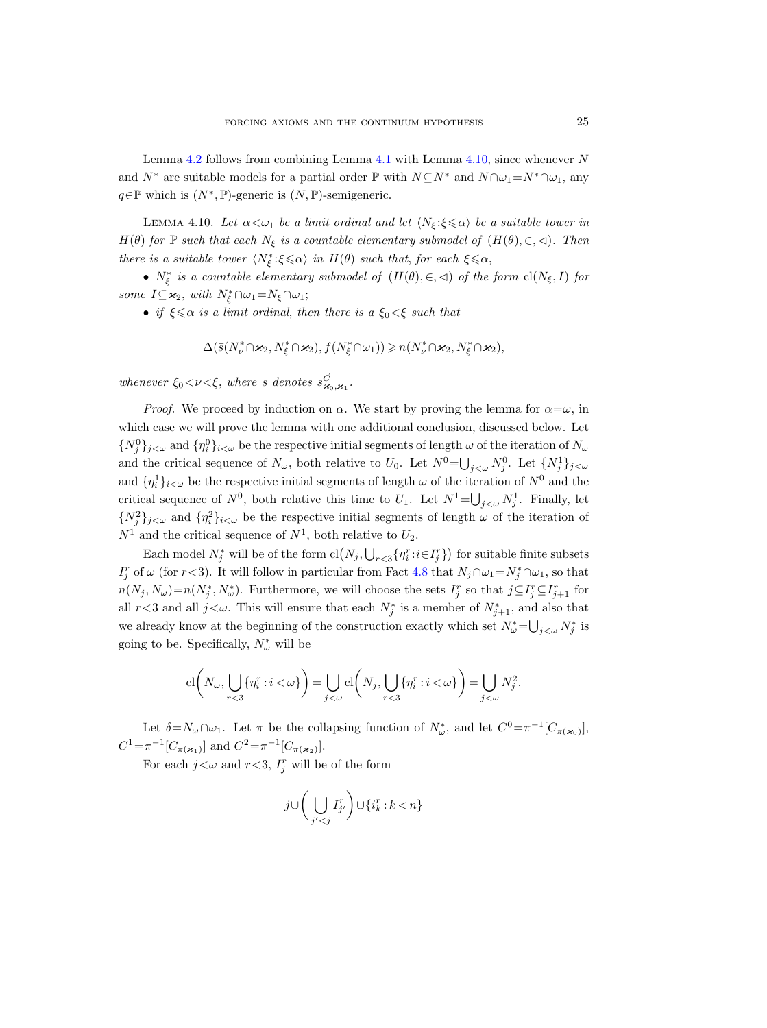Lemma 4.2 follows from combining Lemma 4.1 with Lemma 4.10, since whenever $N$ and $N^*$ are suitable models for a partial order $\mathbb{P}$ with $N \subseteq N^*$ and $N \cap \omega_1 = N^* \cap \omega_1$, any $q \in \mathbb{P}$ which is $(N^*, \mathbb{P})$-generic is $(N, \mathbb{P})$-semigeneric.

LEMMA 4.10. *Let $\alpha < \omega_1$ be a limit ordinal and let $\langle N_\xi : \xi \leqslant \alpha \rangle$ be a suitable tower in $H(\theta)$ for $\mathbb{P}$ such that each $N_\xi$ is a countable elementary submodel of $(H(\theta), \in, \lhd)$. Then there is a suitable tower $\langle N^*_\xi : \xi \leqslant \alpha \rangle$ in $H(\theta)$ such that, for each $\xi \leqslant \alpha$,*

- *$N^*_\xi$ is a countable elementary submodel of $(H(\theta), \in, \lhd)$ of the form $\mathrm{cl}(N_\xi, I)$ for some $I \subseteq \varkappa_2$, with $N^*_\xi \cap \omega_1 = N_\xi \cap \omega_1$;*
- *if $\xi \leqslant \alpha$ is a limit ordinal, then there is a $\xi_0 < \xi$ such that*

$$\Delta(\bar{s}(N^*_\nu \cap \varkappa_2, N^*_\xi \cap \varkappa_2), f(N^*_\xi \cap \omega_1)) \geqslant n(N^*_\nu \cap \varkappa_2, N^*_\xi \cap \varkappa_2),$$

*whenever $\xi_0 < \nu < \xi$, where $s$ denotes $s^{\vec{C}}_{\varkappa_0, \varkappa_1}$.*

*Proof.* We proceed by induction on $\alpha$. We start by proving the lemma for $\alpha = \omega$, in which case we will prove the lemma with one additional conclusion, discussed below. Let $\{N^0_j\}_{j<\omega}$ and $\{\eta^0_i\}_{i<\omega}$ be the respective initial segments of length $\omega$ of the iteration of $N_\omega$ and the critical sequence of $N_\omega$, both relative to $U_0$. Let $N^0 = \bigcup_{j<\omega} N^0_j$. Let $\{N^1_j\}_{j<\omega}$ and $\{\eta^1_i\}_{i<\omega}$ be the respective initial segments of length $\omega$ of the iteration of $N^0$ and the critical sequence of $N^0$, both relative this time to $U_1$. Let $N^1 = \bigcup_{j<\omega} N^1_j$. Finally, let $\{N^2_j\}_{j<\omega}$ and $\{\eta^2_i\}_{i<\omega}$ be the respective initial segments of length $\omega$ of the iteration of $N^1$ and the critical sequence of $N^1$, both relative to $U_2$.

Each model $N^*_j$ will be of the form $\mathrm{cl}\big(N_j, \bigcup_{r<3}\{\eta^r_i : i \in I^r_j\}\big)$ for suitable finite subsets $I^r_j$ of $\omega$ (for $r<3$). It will follow in particular from Fact 4.8 that $N_j \cap \omega_1 = N^*_j \cap \omega_1$, so that $n(N_j, N_\omega) = n(N^*_j, N^*_\omega)$. Furthermore, we will choose the sets $I^r_j$ so that $j \subseteq I^r_j \subseteq I^r_{j+1}$ for all $r<3$ and all $j<\omega$. This will ensure that each $N^*_j$ is a member of $N^*_{j+1}$, and also that we already know at the beginning of the construction exactly which set $N^*_\omega = \bigcup_{j<\omega} N^*_j$ is going to be. Specifically, $N^*_\omega$ will be

$$\mathrm{cl}\bigg(N_\omega, \bigcup_{r<3}\{\eta^r_i : i<\omega\}\bigg) = \bigcup_{j<\omega} \mathrm{cl}\bigg(N_j, \bigcup_{r<3}\{\eta^r_i : i<\omega\}\bigg) = \bigcup_{j<\omega} N^2_j.$$

Let $\delta = N_\omega \cap \omega_1$. Let $\pi$ be the collapsing function of $N^*_\omega$, and let $C^0 = \pi^{-1}[C_{\pi(\varkappa_0)}]$, $C^1 = \pi^{-1}[C_{\pi(\varkappa_1)}]$ and $C^2 = \pi^{-1}[C_{\pi(\varkappa_2)}]$.

For each $j<\omega$ and $r<3$, $I^r_j$ will be of the form

$$j \cup \bigg(\bigcup_{j'<j} I^r_{j'}\bigg) \cup \{i^r_k : k<n\}$$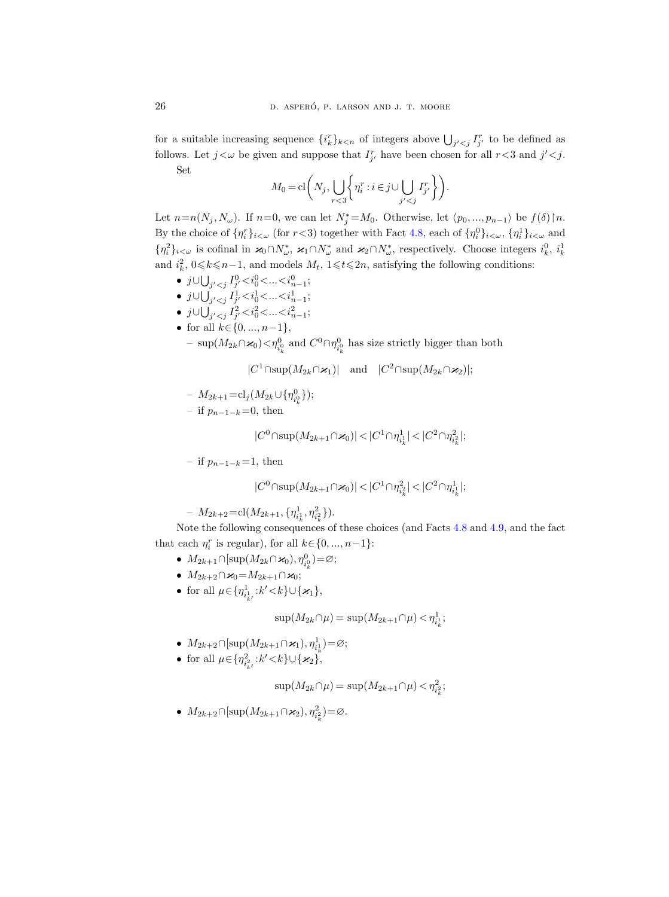for a suitable increasing sequence $\{i^r_k\}_{k<n}$ of integers above $\bigcup_{j'<j} I^r_{j'}$ to be defined as follows. Let $j<\omega$ be given and suppose that $I^r_{j'}$ have been chosen for all $r<3$ and $j'<j$.

Set

$$M_0 = \mathrm{cl}\bigg(N_j, \bigcup_{r<3}\bigg\{\eta^r_i : i \in j \cup \bigcup_{j'<j} I^r_{j'}\bigg\}\bigg).$$

Let $n=n(N_j, N_\omega)$. If $n=0$, we can let $N^*_j = M_0$. Otherwise, let $\langle p_0, ..., p_{n-1}\rangle$ be $f(\delta)\restriction n$. By the choice of $\{\eta^r_i\}_{i<\omega}$ (for $r<3$) together with Fact 4.8, each of $\{\eta^0_i\}_{i<\omega}$, $\{\eta^1_i\}_{i<\omega}$ and $\{\eta^2_i\}_{i<\omega}$ is cofinal in $\varkappa_0 \cap N^*_\omega$, $\varkappa_1 \cap N^*_\omega$ and $\varkappa_2 \cap N^*_\omega$, respectively. Choose integers $i^0_k$, $i^1_k$ and $i^2_k$, $0 \leqslant k \leqslant n-1$, and models $M_t$, $1 \leqslant t \leqslant 2n$, satisfying the following conditions:

- $j \cup \bigcup_{j'<j} I^0_{j'} < i^0_0 < ... < i^0_{n-1}$;
- $j \cup \bigcup_{j'<j} I^1_{j'} < i^1_0 < ... < i^1_{n-1}$;
- $j \cup \bigcup_{j'<j} I^2_{j'} < i^2_0 < ... < i^2_{n-1}$;
- for all $k \in \{0, ..., n-1\}$,
  - $\sup(M_{2k} \cap \varkappa_0) < \eta^0_{i^0_k}$ and $C^0 \cap \eta^0_{i^0_k}$ has size strictly bigger than both
  $$|C^1 \cap \sup(M_{2k} \cap \varkappa_1)| \quad \text{and} \quad |C^2 \cap \sup(M_{2k} \cap \varkappa_2)|;$$
  - $M_{2k+1} = \mathrm{cl}_j(M_{2k} \cup \{\eta^0_{i^0_k}\})$;
  - if $p_{n-1-k} = 0$, then
  $$|C^0 \cap \sup(M_{2k+1} \cap \varkappa_0)| < |C^1 \cap \eta^1_{i^1_k}| < |C^2 \cap \eta^2_{i^2_k}|;$$
  - if $p_{n-1-k} = 1$, then
  $$|C^0 \cap \sup(M_{2k+1} \cap \varkappa_0)| < |C^1 \cap \eta^2_{i^2_k}| < |C^2 \cap \eta^1_{i^1_k}|;$$
  - $M_{2k+2} = \mathrm{cl}(M_{2k+1}, \{\eta^1_{i^1_k}, \eta^2_{i^2_k}\})$.

Note the following consequences of these choices (and Facts 4.8 and 4.9, and the fact that each $\eta^r_i$ is regular), for all $k \in \{0, ..., n-1\}$:

- $M_{2k+1} \cap [\sup(M_{2k} \cap \varkappa_0), \eta^0_{i^0_k}) = \varnothing$;
- $M_{2k+2} \cap \varkappa_0 = M_{2k+1} \cap \varkappa_0$;
- for all $\mu \in \{\eta^1_{i^1_{k'}} : k' < k\} \cup \{\varkappa_1\}$,
$$\sup(M_{2k} \cap \mu) = \sup(M_{2k+1} \cap \mu) < \eta^1_{i^1_k};$$
- $M_{2k+2} \cap [\sup(M_{2k+1} \cap \varkappa_1), \eta^1_{i^1_k}) = \varnothing$;
- for all $\mu \in \{\eta^2_{i^2_{k'}} : k' < k\} \cup \{\varkappa_2\}$,
$$\sup(M_{2k} \cap \mu) = \sup(M_{2k+1} \cap \mu) < \eta^2_{i^2_k};$$
- $M_{2k+2} \cap [\sup(M_{2k+1} \cap \varkappa_2), \eta^2_{i^2_k}) = \varnothing$.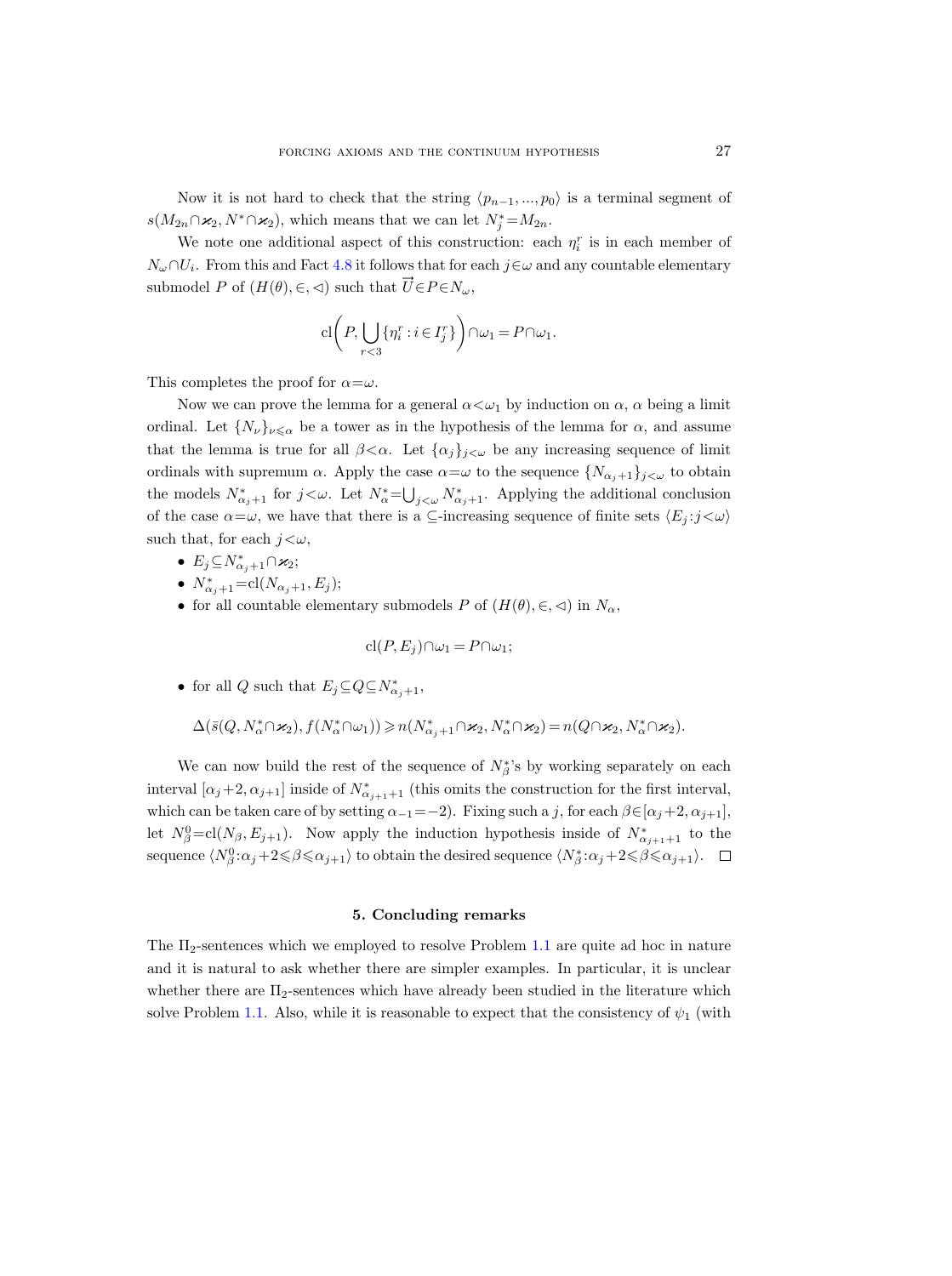Now it is not hard to check that the string $\langle p_{n-1}, ..., p_0\rangle$ is a terminal segment of $s(M_{2n}\cap\varkappa_2, N^*\cap\varkappa_2)$, which means that we can let $N_j^*=M_{2n}$.

We note one additional aspect of this construction: each $\eta_i^r$ is in each member of $N_\omega\cap U_i$. From this and Fact 4.8 it follows that for each $j\in\omega$ and any countable elementary submodel $P$ of $(H(\theta), \in, \lhd)$ such that $\vec{U}\in P\in N_\omega$,

$$\mathrm{cl}\bigg(P, \bigcup_{r<3}\{\eta_i^r : i\in I_j^r\}\bigg)\cap\omega_1 = P\cap\omega_1.$$

This completes the proof for $\alpha=\omega$.

Now we can prove the lemma for a general $\alpha<\omega_1$ by induction on $\alpha$, $\alpha$ being a limit ordinal. Let $\{N_\nu\}_{\nu\leqslant\alpha}$ be a tower as in the hypothesis of the lemma for $\alpha$, and assume that the lemma is true for all $\beta<\alpha$. Let $\{\alpha_j\}_{j<\omega}$ be any increasing sequence of limit ordinals with supremum $\alpha$. Apply the case $\alpha=\omega$ to the sequence $\{N_{\alpha_j+1}\}_{j<\omega}$ to obtain the models $N^*_{\alpha_j+1}$ for $j<\omega$. Let $N^*_\alpha=\bigcup_{j<\omega}N^*_{\alpha_j+1}$. Applying the additional conclusion of the case $\alpha=\omega$, we have that there is a $\subseteq$-increasing sequence of finite sets $\langle E_j : j<\omega\rangle$ such that, for each $j<\omega$,

- $E_j\subseteq N^*_{\alpha_j+1}\cap\varkappa_2$;
- $N^*_{\alpha_j+1}=\mathrm{cl}(N_{\alpha_j+1}, E_j)$;
- for all countable elementary submodels $P$ of $(H(\theta), \in, \lhd)$ in $N_\alpha$,

$$\mathrm{cl}(P, E_j)\cap\omega_1 = P\cap\omega_1;$$

- for all $Q$ such that $E_j\subseteq Q\subseteq N^*_{\alpha_j+1}$,

$$\Delta(\bar{s}(Q, N^*_\alpha\cap\varkappa_2), f(N^*_\alpha\cap\omega_1))\geqslant n(N^*_{\alpha_j+1}\cap\varkappa_2, N^*_\alpha\cap\varkappa_2) = n(Q\cap\varkappa_2, N^*_\alpha\cap\varkappa_2).$$

We can now build the rest of the sequence of $N^*_\beta$'s by working separately on each interval $[\alpha_j+2, \alpha_{j+1}]$ inside of $N^*_{\alpha_{j+1}+1}$ (this omits the construction for the first interval, which can be taken care of by setting $\alpha_{-1}=-2$). Fixing such a $j$, for each $\beta\in[\alpha_j+2, \alpha_{j+1}]$, let $N^0_\beta=\mathrm{cl}(N_\beta, E_{j+1})$. Now apply the induction hypothesis inside of $N^*_{\alpha_{j+1}+1}$ to the sequence $\langle N^0_\beta : \alpha_j+2\leqslant\beta\leqslant\alpha_{j+1}\rangle$ to obtain the desired sequence $\langle N^*_\beta : \alpha_j+2\leqslant\beta\leqslant\alpha_{j+1}\rangle$. $\square$

## 5. Concluding remarks

The $\Pi_2$-sentences which we employed to resolve Problem 1.1 are quite ad hoc in nature and it is natural to ask whether there are simpler examples. In particular, it is unclear whether there are $\Pi_2$-sentences which have already been studied in the literature which solve Problem 1.1. Also, while it is reasonable to expect that the consistency of $\psi_1$ (with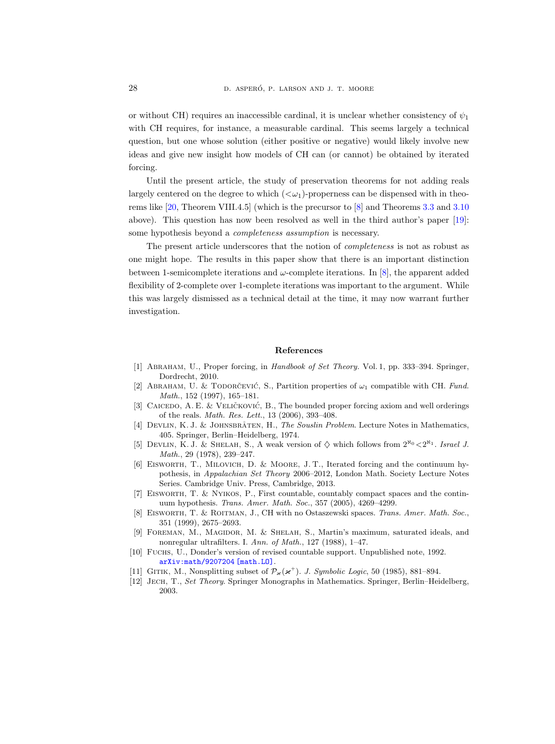or without CH) requires an inaccessible cardinal, it is unclear whether consistency of $\psi_1$ with CH requires, for instance, a measurable cardinal. This seems largely a technical question, but one whose solution (either positive or negative) would likely involve new ideas and give new insight how models of CH can (or cannot) be obtained by iterated forcing.

Until the present article, the study of preservation theorems for not adding reals largely centered on the degree to which $(<\omega_1)$-properness can be dispensed with in theorems like [20, Theorem VIII.4.5] (which is the precursor to [8] and Theorems 3.3 and 3.10 above). This question has now been resolved as well in the third author's paper [19]: some hypothesis beyond a *completeness assumption* is necessary.

The present article underscores that the notion of *completeness* is not as robust as one might hope. The results in this paper show that there is an important distinction between 1-semicomplete iterations and $\omega$-complete iterations. In [8], the apparent added flexibility of 2-complete over 1-complete iterations was important to the argument. While this was largely dismissed as a technical detail at the time, it may now warrant further investigation.

## References

[1] Abraham, U., Proper forcing, in *Handbook of Set Theory.* Vol. 1, pp. 333–394. Springer, Dordrecht, 2010.

[2] Abraham, U. & Todorčević, S., Partition properties of $\omega_1$ compatible with CH. *Fund. Math.*, 152 (1997), 165–181.

[3] Caicedo, A. E. & Veličković, B., The bounded proper forcing axiom and well orderings of the reals. *Math. Res. Lett.*, 13 (2006), 393–408.

[4] Devlin, K. J. & Johnsbråten, H., *The Souslin Problem*. Lecture Notes in Mathematics, 405. Springer, Berlin–Heidelberg, 1974.

[5] Devlin, K. J. & Shelah, S., A weak version of $\diamondsuit$ which follows from $2^{\aleph_0}<2^{\aleph_1}$. *Israel J. Math.*, 29 (1978), 239–247.

[6] Eisworth, T., Milovich, D. & Moore, J. T., Iterated forcing and the continuum hypothesis, in *Appalachian Set Theory* 2006–2012, London Math. Society Lecture Notes Series. Cambridge Univ. Press, Cambridge, 2013.

[7] Eisworth, T. & Nyikos, P., First countable, countably compact spaces and the continuum hypothesis. *Trans. Amer. Math. Soc.*, 357 (2005), 4269–4299.

[8] Eisworth, T. & Roitman, J., CH with no Ostaszewski spaces. *Trans. Amer. Math. Soc.*, 351 (1999), 2675–2693.

[9] Foreman, M., Magidor, M. & Shelah, S., Martin's maximum, saturated ideals, and nonregular ultrafilters. I. *Ann. of Math.*, 127 (1988), 1–47.

[10] Fuchs, U., Donder's version of revised countable support. Unpublished note, 1992. arXiv:math/9207204 [math.LO].

[11] Gitik, M., Nonsplitting subset of $\mathcal{P}_{\varkappa}(\varkappa^+)$. *J. Symbolic Logic*, 50 (1985), 881–894.

[12] Jech, T., *Set Theory*. Springer Monographs in Mathematics. Springer, Berlin–Heidelberg, 2003.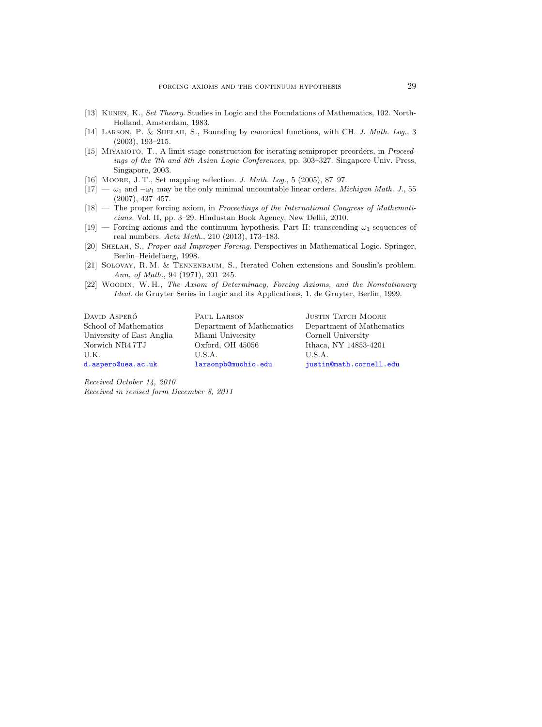[13] Kunen, K., *Set Theory*. Studies in Logic and the Foundations of Mathematics, 102. North-Holland, Amsterdam, 1983.

[14] Larson, P. & Shelah, S., Bounding by canonical functions, with CH. *J. Math. Log.*, 3 (2003), 193–215.

[15] Miyamoto, T., A limit stage construction for iterating semiproper preorders, in *Proceedings of the 7th and 8th Asian Logic Conferences*, pp. 303–327. Singapore Univ. Press, Singapore, 2003.

[16] Moore, J. T., Set mapping reflection. *J. Math. Log.*, 5 (2005), 87–97.

[17] — $\omega_1$ and $-\omega_1$ may be the only minimal uncountable linear orders. *Michigan Math. J.*, 55 (2007), 437–457.

[18] — The proper forcing axiom, in *Proceedings of the International Congress of Mathematicians*. Vol. II, pp. 3–29. Hindustan Book Agency, New Delhi, 2010.

[19] — Forcing axioms and the continuum hypothesis. Part II: transcending $\omega_1$-sequences of real numbers. *Acta Math.*, 210 (2013), 173–183.

[20] Shelah, S., *Proper and Improper Forcing*. Perspectives in Mathematical Logic. Springer, Berlin–Heidelberg, 1998.

[21] Solovay, R. M. & Tennenbaum, S., Iterated Cohen extensions and Souslin's problem. *Ann. of Math.*, 94 (1971), 201–245.

[22] Woodin, W. H., *The Axiom of Determinacy, Forcing Axioms, and the Nonstationary Ideal*. de Gruyter Series in Logic and its Applications, 1. de Gruyter, Berlin, 1999.

David Asperó
School of Mathematics
University of East Anglia
Norwich NR4 7TJ
U.K.
d.aspero@uea.ac.uk

Paul Larson
Department of Mathematics
Miami University
Oxford, OH 45056
U.S.A.
larsonpb@muohio.edu

Justin Tatch Moore
Department of Mathematics
Cornell University
Ithaca, NY 14853-4201
U.S.A.
justin@math.cornell.edu

*Received October 14, 2010*
*Received in revised form December 8, 2011*